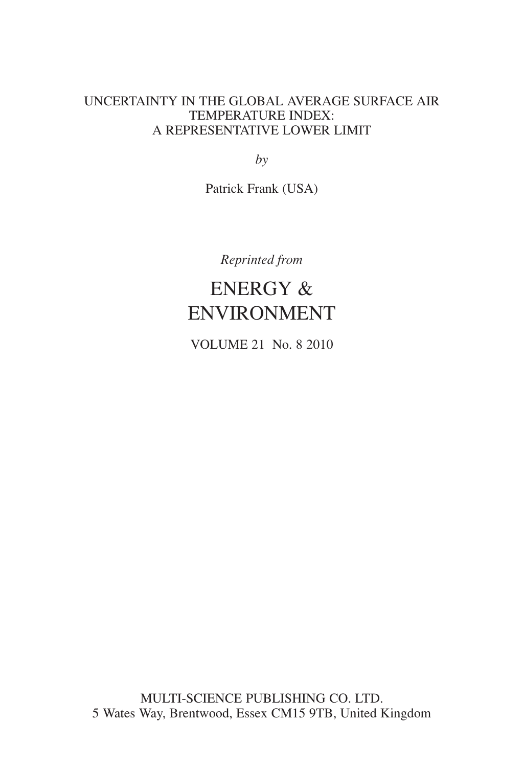# UNCERTAINTY IN THE GLOBAL AVERAGE SURFACE AIR TEMPERATURE INDEX: A REPRESENTATIVE LOWER LIMIT

*by*

Patrick Frank (USA)

*Reprinted from*

## ENERGY & ENVIRONMENT

VOLUME 21 No. 8 2010

MULTI-SCIENCE PUBLISHING CO. LTD.
5 Wates Way, Brentwood, Essex CM15 9TB, United Kingdom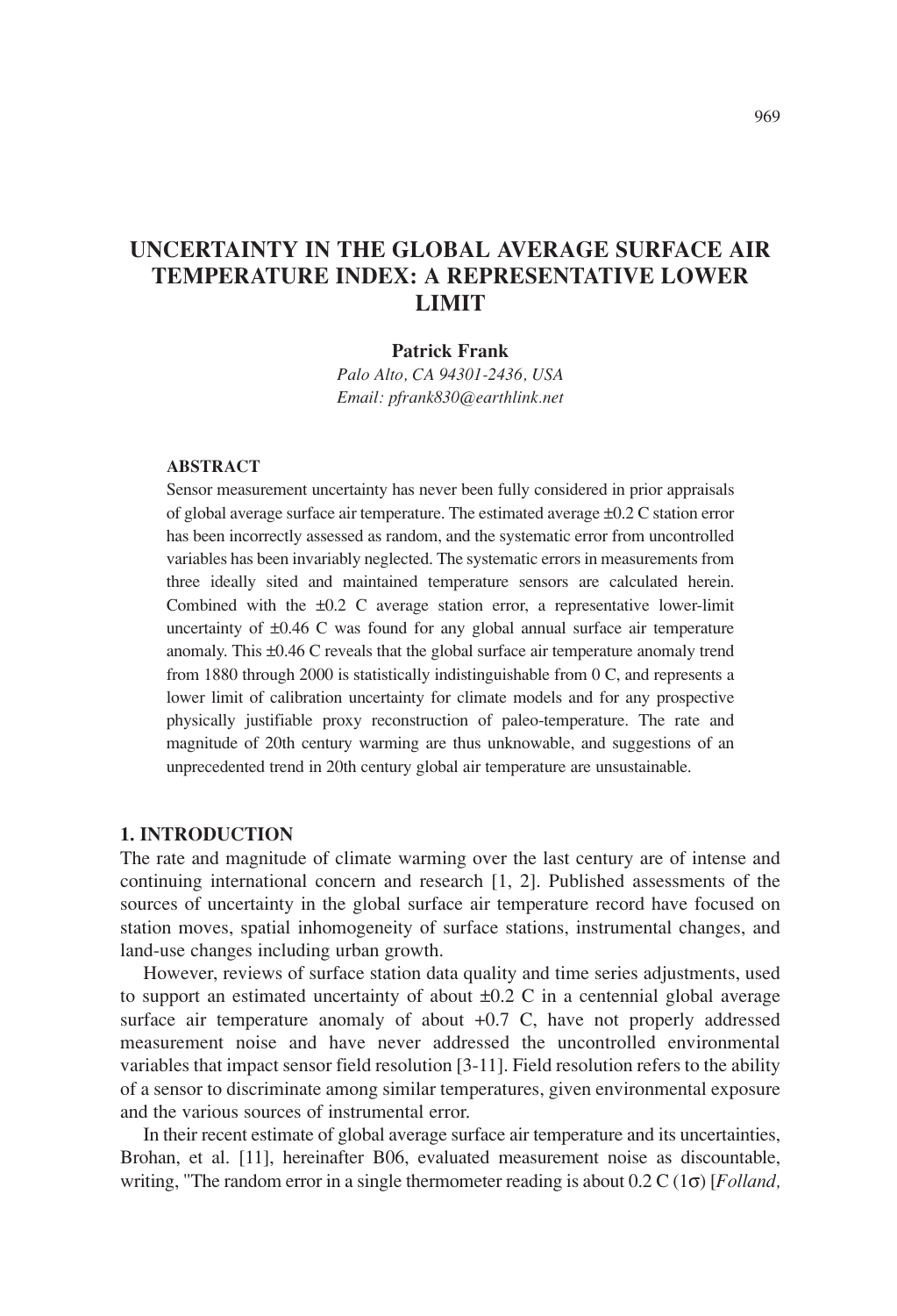# UNCERTAINTY IN THE GLOBAL AVERAGE SURFACE AIR TEMPERATURE INDEX: A REPRESENTATIVE LOWER LIMIT

**Patrick Frank**

*Palo Alto, CA 94301-2436, USA*

*Email: pfrank830@earthlink.net*

**ABSTRACT**

Sensor measurement uncertainty has never been fully considered in prior appraisals of global average surface air temperature. The estimated average ±0.2 C station error has been incorrectly assessed as random, and the systematic error from uncontrolled variables has been invariably neglected. The systematic errors in measurements from three ideally sited and maintained temperature sensors are calculated herein. Combined with the ±0.2 C average station error, a representative lower-limit uncertainty of ±0.46 C was found for any global annual surface air temperature anomaly. This ±0.46 C reveals that the global surface air temperature anomaly trend from 1880 through 2000 is statistically indistinguishable from 0 C, and represents a lower limit of calibration uncertainty for climate models and for any prospective physically justifiable proxy reconstruction of paleo-temperature. The rate and magnitude of 20th century warming are thus unknowable, and suggestions of an unprecedented trend in 20th century global air temperature are unsustainable.

## 1. INTRODUCTION

The rate and magnitude of climate warming over the last century are of intense and continuing international concern and research [1, 2]. Published assessments of the sources of uncertainty in the global surface air temperature record have focused on station moves, spatial inhomogeneity of surface stations, instrumental changes, and land-use changes including urban growth.

However, reviews of surface station data quality and time series adjustments, used to support an estimated uncertainty of about ±0.2 C in a centennial global average surface air temperature anomaly of about +0.7 C, have not properly addressed measurement noise and have never addressed the uncontrolled environmental variables that impact sensor field resolution [3-11]. Field resolution refers to the ability of a sensor to discriminate among similar temperatures, given environmental exposure and the various sources of instrumental error.

In their recent estimate of global average surface air temperature and its uncertainties, Brohan, et al. [11], hereinafter B06, evaluated measurement noise as discountable, writing, "The random error in a single thermometer reading is about 0.2 C ($1\sigma$) [*Folland,*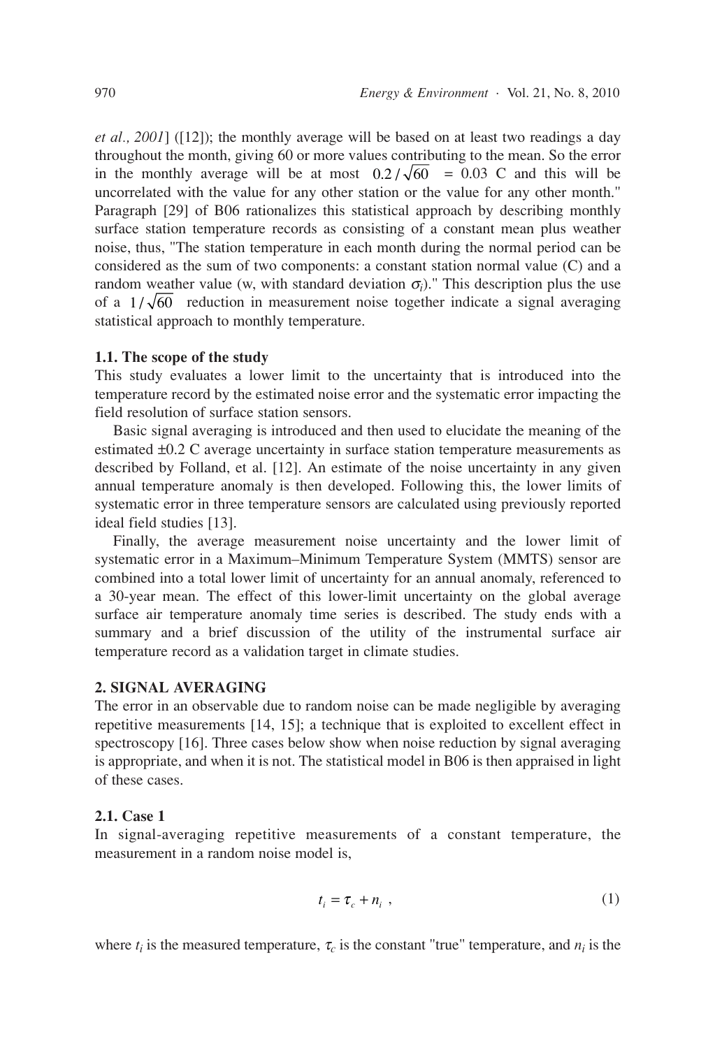*et al., 2001*] ([12]); the monthly average will be based on at least two readings a day throughout the month, giving 60 or more values contributing to the mean. So the error in the monthly average will be at most $0.2/\sqrt{60}$ = 0.03 C and this will be uncorrelated with the value for any other station or the value for any other month." Paragraph [29] of B06 rationalizes this statistical approach by describing monthly surface station temperature records as consisting of a constant mean plus weather noise, thus, "The station temperature in each month during the normal period can be considered as the sum of two components: a constant station normal value (C) and a random weather value (w, with standard deviation $\sigma_i$)." This description plus the use of a $1/\sqrt{60}$ reduction in measurement noise together indicate a signal averaging statistical approach to monthly temperature.

### 1.1. The scope of the study

This study evaluates a lower limit to the uncertainty that is introduced into the temperature record by the estimated noise error and the systematic error impacting the field resolution of surface station sensors.

Basic signal averaging is introduced and then used to elucidate the meaning of the estimated ±0.2 C average uncertainty in surface station temperature measurements as described by Folland, et al. [12]. An estimate of the noise uncertainty in any given annual temperature anomaly is then developed. Following this, the lower limits of systematic error in three temperature sensors are calculated using previously reported ideal field studies [13].

Finally, the average measurement noise uncertainty and the lower limit of systematic error in a Maximum–Minimum Temperature System (MMTS) sensor are combined into a total lower limit of uncertainty for an annual anomaly, referenced to a 30-year mean. The effect of this lower-limit uncertainty on the global average surface air temperature anomaly time series is described. The study ends with a summary and a brief discussion of the utility of the instrumental surface air temperature record as a validation target in climate studies.

## 2. SIGNAL AVERAGING

The error in an observable due to random noise can be made negligible by averaging repetitive measurements [14, 15]; a technique that is exploited to excellent effect in spectroscopy [16]. Three cases below show when noise reduction by signal averaging is appropriate, and when it is not. The statistical model in B06 is then appraised in light of these cases.

### 2.1. Case 1

In signal-averaging repetitive measurements of a constant temperature, the measurement in a random noise model is,

$$t_i = \tau_c + n_i \ , \tag{1}$$

where $t_i$ is the measured temperature, $\tau_c$ is the constant "true" temperature, and $n_i$ is the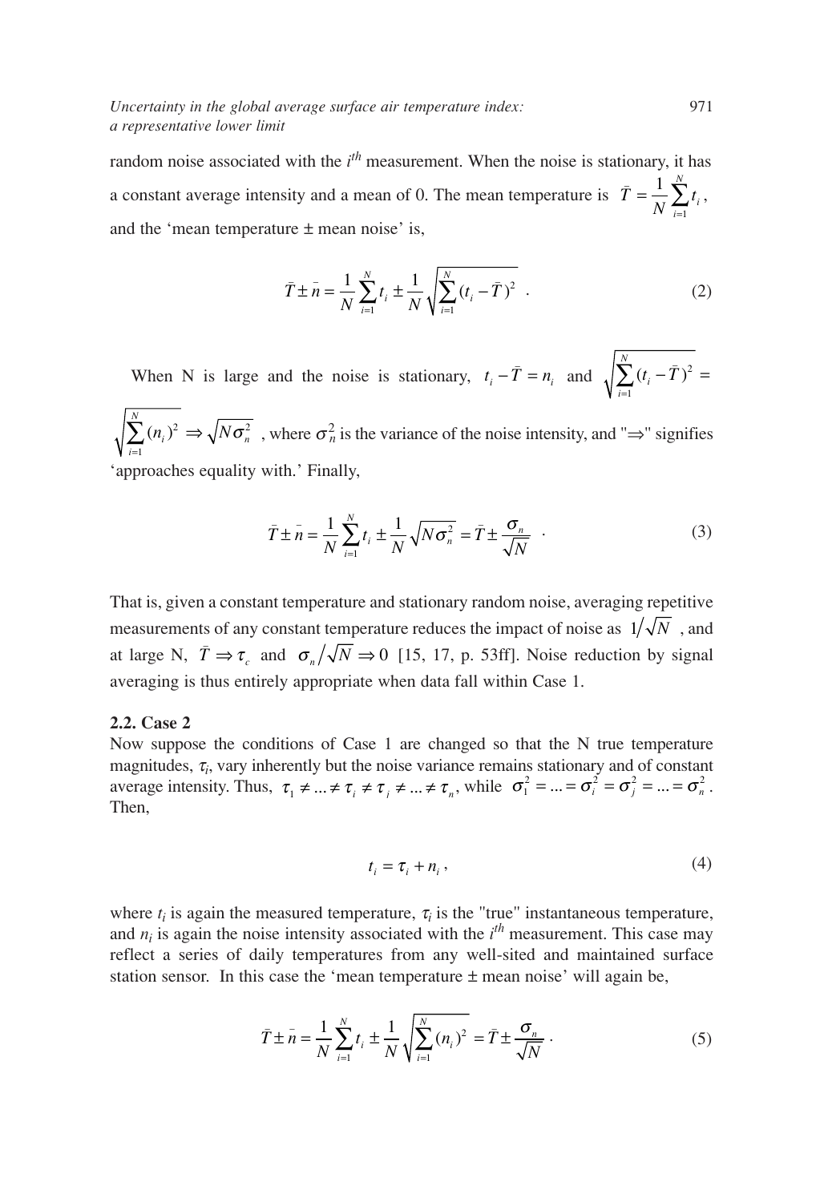random noise associated with the $i^{th}$ measurement. When the noise is stationary, it has a constant average intensity and a mean of 0. The mean temperature is $\bar{T} = \frac{1}{N}\sum_{i=1}^{N} t_i$, and the 'mean temperature ± mean noise' is,

$$\bar{T} \pm \bar{n} = \frac{1}{N}\sum_{i=1}^{N} t_i \pm \frac{1}{N}\sqrt{\sum_{i=1}^{N}(t_i - \bar{T})^2} \ . \tag{2}$$

When N is large and the noise is stationary, $t_i - \bar{T} = n_i$ and $\sqrt{\sum_{i=1}^{N}(t_i - \bar{T})^2} = \sqrt{\sum_{i=1}^{N}(n_i)^2} \Rightarrow \sqrt{N\sigma_n^2}$ , where $\sigma_n^2$ is the variance of the noise intensity, and "$\Rightarrow$" signifies 'approaches equality with.' Finally,

$$\bar{T} \pm \bar{n} = \frac{1}{N}\sum_{i=1}^{N} t_i \pm \frac{1}{N}\sqrt{N\sigma_n^2} = \bar{T} \pm \frac{\sigma_n}{\sqrt{N}} \ . \tag{3}$$

That is, given a constant temperature and stationary random noise, averaging repetitive measurements of any constant temperature reduces the impact of noise as $1/\sqrt{N}$ , and at large N, $\bar{T} \Rightarrow \tau_c$ and $\sigma_n/\sqrt{N} \Rightarrow 0$ [15, 17, p. 53ff]. Noise reduction by signal averaging is thus entirely appropriate when data fall within Case 1.

### 2.2. Case 2

Now suppose the conditions of Case 1 are changed so that the N true temperature magnitudes, $\tau_i$, vary inherently but the noise variance remains stationary and of constant average intensity. Thus, $\tau_1 \neq ... \neq \tau_i \neq \tau_j \neq ... \neq \tau_n$, while $\sigma_1^2 = ... = \sigma_i^2 = \sigma_j^2 = ... = \sigma_n^2$. Then,

$$t_i = \tau_i + n_i \ , \tag{4}$$

where $t_i$ is again the measured temperature, $\tau_i$ is the "true" instantaneous temperature, and $n_i$ is again the noise intensity associated with the $i^{th}$ measurement. This case may reflect a series of daily temperatures from any well-sited and maintained surface station sensor. In this case the 'mean temperature ± mean noise' will again be,

$$\bar{T} \pm \bar{n} = \frac{1}{N}\sum_{i=1}^{N} t_i \pm \frac{1}{N}\sqrt{\sum_{i=1}^{N}(n_i)^2} = \bar{T} \pm \frac{\sigma_n}{\sqrt{N}} \ . \tag{5}$$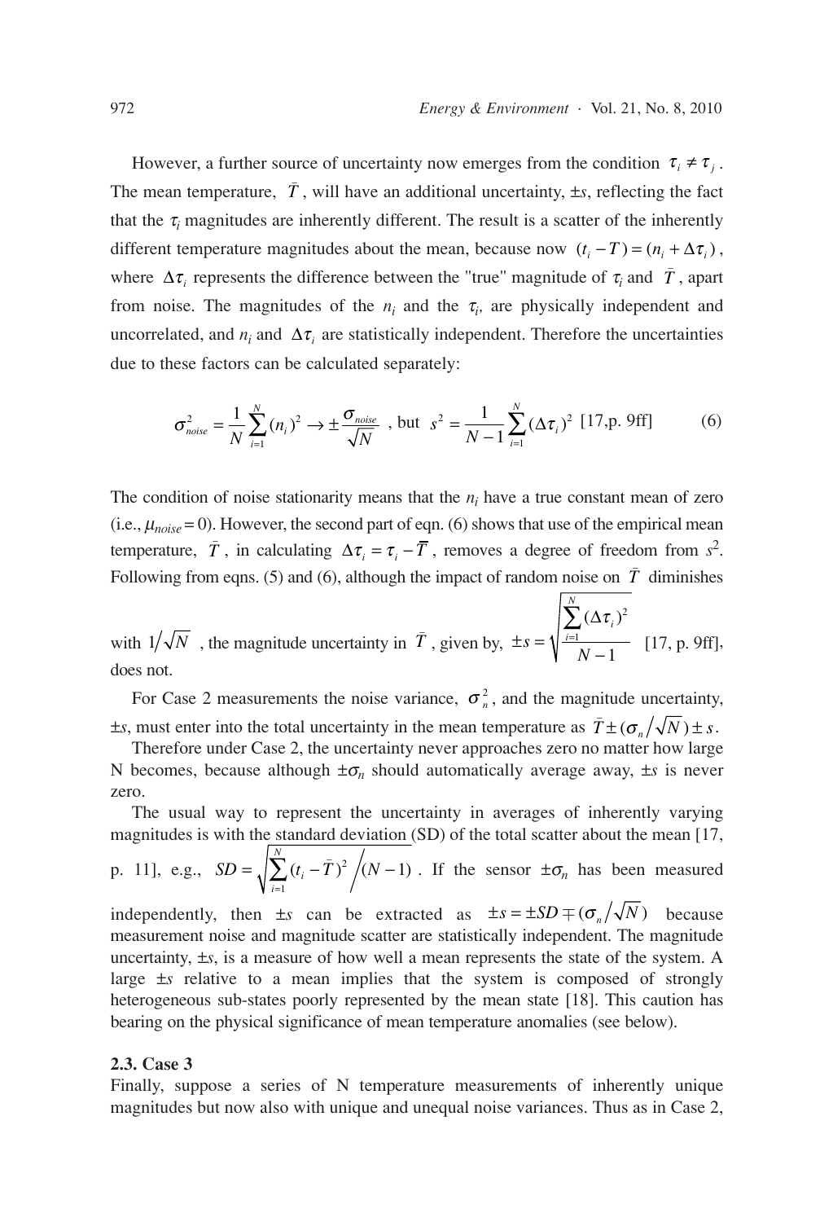However, a further source of uncertainty now emerges from the condition $\tau_i \neq \tau_j$. The mean temperature, $\bar{T}$, will have an additional uncertainty, ±*s*, reflecting the fact that the $\tau_i$ magnitudes are inherently different. The result is a scatter of the inherently different temperature magnitudes about the mean, because now $(t_i - T) = (n_i + \Delta\tau_i)$, where $\Delta\tau_i$ represents the difference between the "true" magnitude of $\tau_i$ and $\bar{T}$, apart from noise. The magnitudes of the $n_i$ and the $\tau_i$, are physically independent and uncorrelated, and $n_i$ and $\Delta\tau_i$ are statistically independent. Therefore the uncertainties due to these factors can be calculated separately:

$$\sigma_{noise}^2 = \frac{1}{N}\sum_{i=1}^{N}(n_i)^2 \rightarrow \pm\frac{\sigma_{noise}}{\sqrt{N}} \text{ , but } s^2 = \frac{1}{N-1}\sum_{i=1}^{N}(\Delta\tau_i)^2 \text{ [17,p. 9ff]} \quad (6)$$

The condition of noise stationarity means that the $n_i$ have a true constant mean of zero (i.e., $\mu_{noise} = 0$). However, the second part of eqn. (6) shows that use of the empirical mean temperature, $\bar{T}$, in calculating $\Delta\tau_i = \tau_i - \bar{T}$, removes a degree of freedom from $s^2$. Following from eqns. (5) and (6), although the impact of random noise on $\bar{T}$ diminishes with $1/\sqrt{N}$, the magnitude uncertainty in $\bar{T}$, given by, $\pm s = \sqrt{\frac{\sum_{i=1}^{N}(\Delta\tau_i)^2}{N-1}}$ [17, p. 9ff], does not.

For Case 2 measurements the noise variance, $\sigma_n^2$, and the magnitude uncertainty, ±*s*, must enter into the total uncertainty in the mean temperature as $\bar{T} \pm (\sigma_n/\sqrt{N}) \pm s$.

Therefore under Case 2, the uncertainty never approaches zero no matter how large N becomes, because although $\pm\sigma_n$ should automatically average away, ±*s* is never zero.

The usual way to represent the uncertainty in averages of inherently varying magnitudes is with the standard deviation (SD) of the total scatter about the mean [17, p. 11], e.g., $SD = \sqrt{\sum_{i=1}^{N}(t_i - \bar{T})^2 / (N-1)}$. If the sensor $\pm\sigma_n$ has been measured independently, then ±*s* can be extracted as $\pm s = \pm SD \mp (\sigma_n/\sqrt{N})$ because measurement noise and magnitude scatter are statistically independent. The magnitude uncertainty, ±*s*, is a measure of how well a mean represents the state of the system. A large ±*s* relative to a mean implies that the system is composed of strongly heterogeneous sub-states poorly represented by the mean state [18]. This caution has bearing on the physical significance of mean temperature anomalies (see below).

### 2.3. Case 3

Finally, suppose a series of N temperature measurements of inherently unique magnitudes but now also with unique and unequal noise variances. Thus as in Case 2,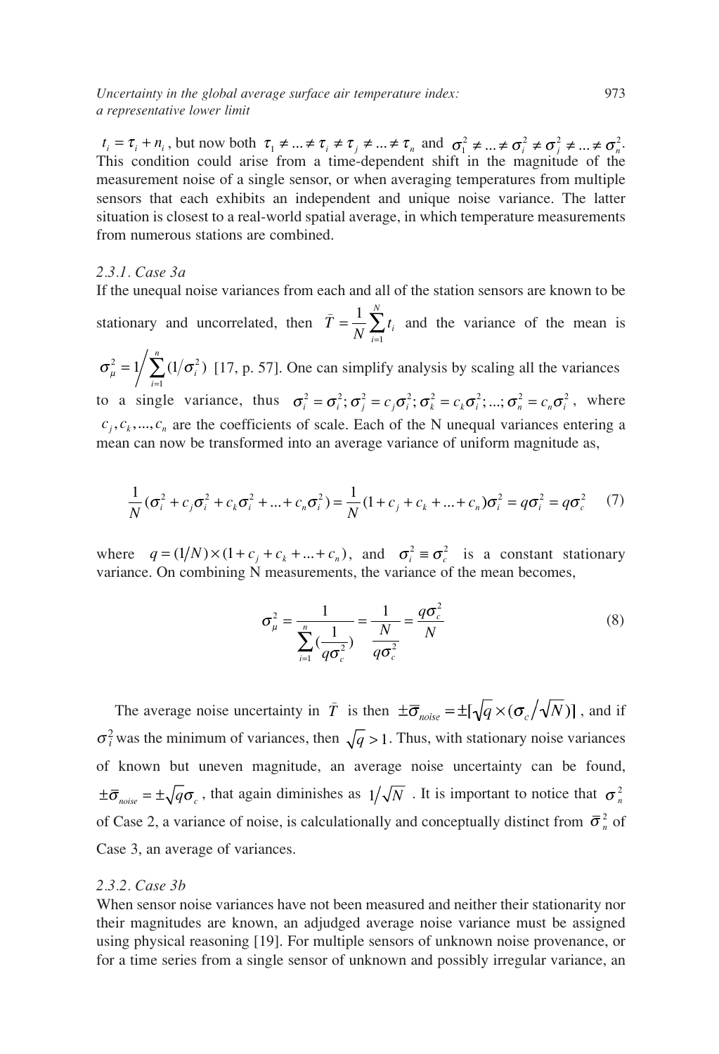$t_i = \tau_i + n_i$, but now both $\tau_1 \neq ... \neq \tau_i \neq \tau_j \neq ... \neq \tau_n$ and $\sigma_1^2 \neq ... \neq \sigma_i^2 \neq \sigma_j^2 \neq ... \neq \sigma_n^2$. This condition could arise from a time-dependent shift in the magnitude of the measurement noise of a single sensor, or when averaging temperatures from multiple sensors that each exhibits an independent and unique noise variance. The latter situation is closest to a real-world spatial average, in which temperature measurements from numerous stations are combined.

### *2.3.1. Case 3a*

If the unequal noise variances from each and all of the station sensors are known to be stationary and uncorrelated, then $\bar{T} = \frac{1}{N}\sum_{i=1}^{N} t_i$ and the variance of the mean is $\sigma_\mu^2 = 1 \Big/ \sum_{i=1}^{n} (1/\sigma_i^2)$ [17, p. 57]. One can simplify analysis by scaling all the variances to a single variance, thus $\sigma_i^2 = \sigma_i^2; \sigma_j^2 = c_j\sigma_i^2; \sigma_k^2 = c_k\sigma_i^2; ...; \sigma_n^2 = c_n\sigma_i^2$, where $c_j, c_k, ..., c_n$ are the coefficients of scale. Each of the N unequal variances entering a mean can now be transformed into an average variance of uniform magnitude as,

$$\frac{1}{N}(\sigma_i^2 + c_j\sigma_i^2 + c_k\sigma_i^2 + ... + c_n\sigma_i^2) = \frac{1}{N}(1 + c_j + c_k + ... + c_n)\sigma_i^2 = q\sigma_i^2 = q\sigma_c^2 \quad (7)$$

where $q = (1/N) \times (1 + c_j + c_k + ... + c_n)$, and $\sigma_i^2 \equiv \sigma_c^2$ is a constant stationary variance. On combining N measurements, the variance of the mean becomes,

$$\sigma_\mu^2 = \frac{1}{\sum_{i=1}^{n}(\frac{1}{q\sigma_c^2})} = \frac{1}{\frac{N}{q\sigma_c^2}} = \frac{q\sigma_c^2}{N} \quad (8)$$

The average noise uncertainty in $\bar{T}$ is then $\pm\bar{\sigma}_{noise} = \pm[\sqrt{q} \times (\sigma_c/\sqrt{N})]$, and if $\sigma_i^2$ was the minimum of variances, then $\sqrt{q} > 1$. Thus, with stationary noise variances of known but uneven magnitude, an average noise uncertainty can be found, $\pm\bar{\sigma}_{noise} = \pm\sqrt{q}\sigma_c$, that again diminishes as $1/\sqrt{N}$. It is important to notice that $\sigma_n^2$ of Case 2, a variance of noise, is calculationally and conceptually distinct from $\bar{\sigma}_n^2$ of Case 3, an average of variances.

### *2.3.2. Case 3b*

When sensor noise variances have not been measured and neither their stationarity nor their magnitudes are known, an adjudged average noise variance must be assigned using physical reasoning [19]. For multiple sensors of unknown noise provenance, or for a time series from a single sensor of unknown and possibly irregular variance, an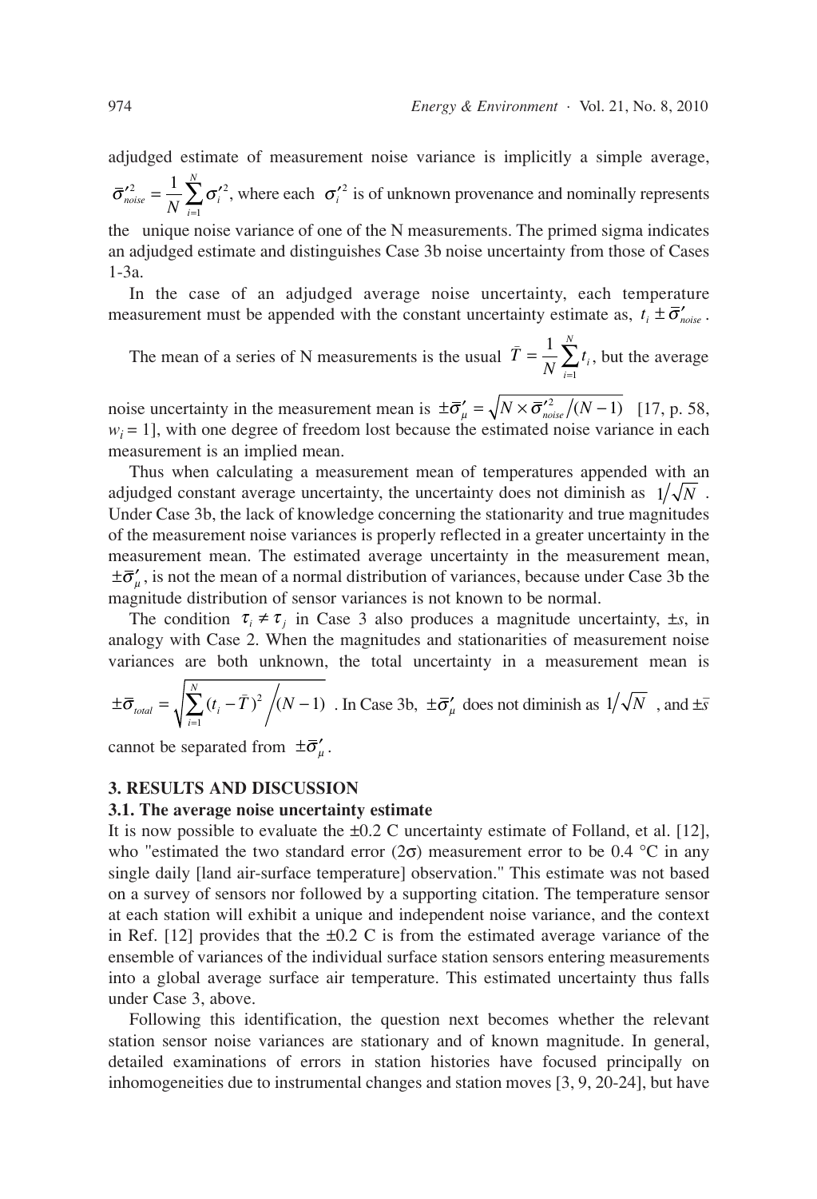adjudged estimate of measurement noise variance is implicitly a simple average, $\bar{\sigma}'^2_{noise} = \frac{1}{N}\sum_{i=1}^{N}\sigma'^2_i$, where each $\sigma'^2_i$ is of unknown provenance and nominally represents the unique noise variance of one of the N measurements. The primed sigma indicates an adjudged estimate and distinguishes Case 3b noise uncertainty from those of Cases 1-3a.

In the case of an adjudged average noise uncertainty, each temperature measurement must be appended with the constant uncertainty estimate as, $t_i \pm \bar{\sigma}'_{noise}$.

The mean of a series of N measurements is the usual $\bar{T} = \frac{1}{N}\sum_{i=1}^{N} t_i$, but the average noise uncertainty in the measurement mean is $\pm\bar{\sigma}'_{\mu} = \sqrt{N \times \bar{\sigma}'^2_{noise}/(N-1)}$ [17, p. 58, $w_i = 1$], with one degree of freedom lost because the estimated noise variance in each measurement is an implied mean.

Thus when calculating a measurement mean of temperatures appended with an adjudged constant average uncertainty, the uncertainty does not diminish as $1/\sqrt{N}$. Under Case 3b, the lack of knowledge concerning the stationarity and true magnitudes of the measurement noise variances is properly reflected in a greater uncertainty in the measurement mean. The estimated average uncertainty in the measurement mean, $\pm\bar{\sigma}'_{\mu}$, is not the mean of a normal distribution of variances, because under Case 3b the magnitude distribution of sensor variances is not known to be normal.

The condition $\tau_i \neq \tau_j$ in Case 3 also produces a magnitude uncertainty, $\pm s$, in analogy with Case 2. When the magnitudes and stationarities of measurement noise variances are both unknown, the total uncertainty in a measurement mean is $\pm\bar{\sigma}_{total} = \sqrt{\sum_{i=1}^{N}(t_i - \bar{T})^2 \Big/ (N-1)}$. In Case 3b, $\pm\bar{\sigma}'_{\mu}$ does not diminish as $1/\sqrt{N}$, and $\pm\bar{s}$ cannot be separated from $\pm\bar{\sigma}'_{\mu}$.

## 3. RESULTS AND DISCUSSION

### 3.1. The average noise uncertainty estimate

It is now possible to evaluate the ±0.2 C uncertainty estimate of Folland, et al. [12], who "estimated the two standard error (2σ) measurement error to be 0.4 °C in any single daily [land air-surface temperature] observation." This estimate was not based on a survey of sensors nor followed by a supporting citation. The temperature sensor at each station will exhibit a unique and independent noise variance, and the context in Ref. [12] provides that the ±0.2 C is from the estimated average variance of the ensemble of variances of the individual surface station sensors entering measurements into a global average surface air temperature. This estimated uncertainty thus falls under Case 3, above.

Following this identification, the question next becomes whether the relevant station sensor noise variances are stationary and of known magnitude. In general, detailed examinations of errors in station histories have focused principally on inhomogeneities due to instrumental changes and station moves [3, 9, 20-24], but have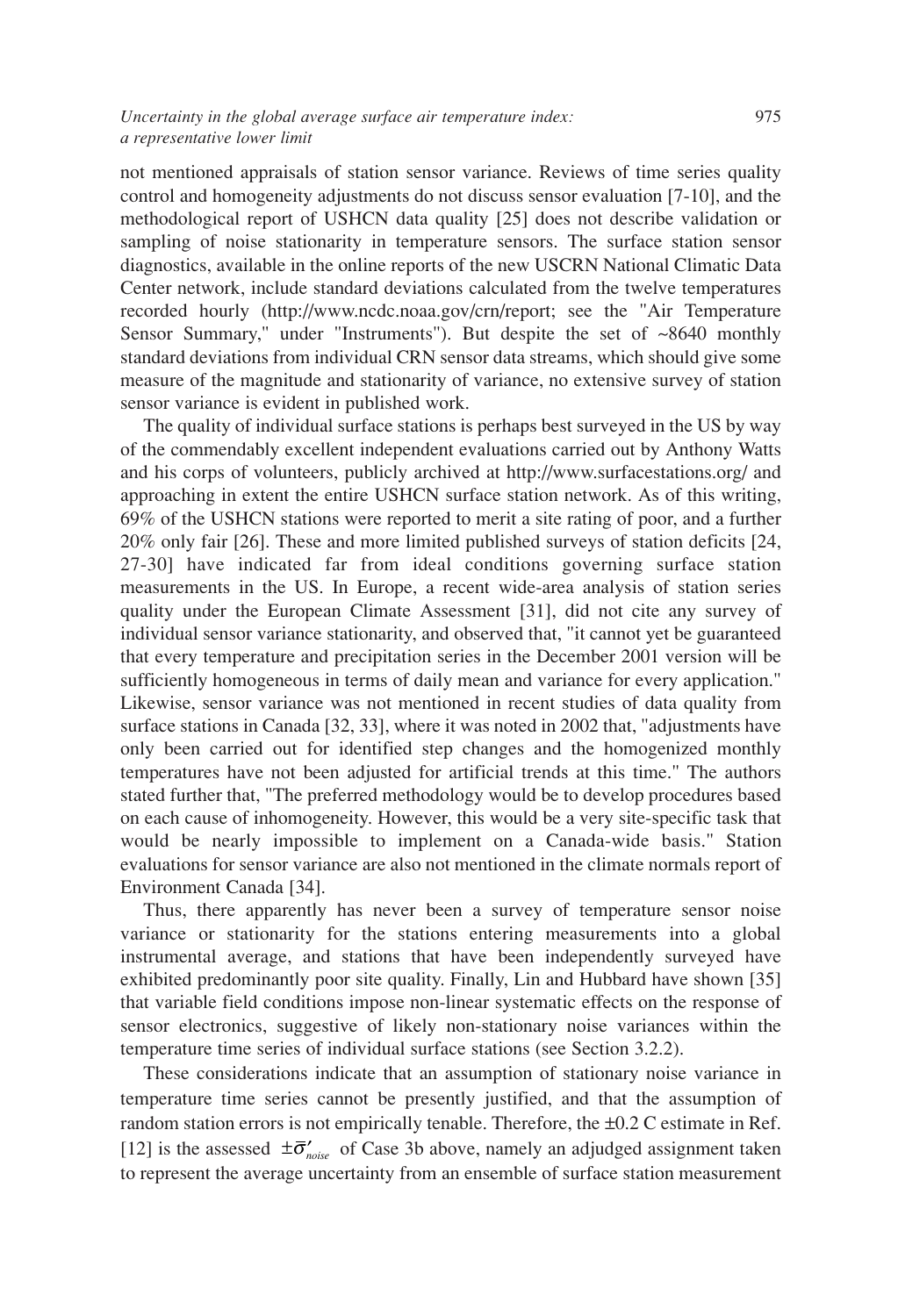not mentioned appraisals of station sensor variance. Reviews of time series quality control and homogeneity adjustments do not discuss sensor evaluation [7-10], and the methodological report of USHCN data quality [25] does not describe validation or sampling of noise stationarity in temperature sensors. The surface station sensor diagnostics, available in the online reports of the new USCRN National Climatic Data Center network, include standard deviations calculated from the twelve temperatures recorded hourly (http://www.ncdc.noaa.gov/crn/report; see the "Air Temperature Sensor Summary," under "Instruments"). But despite the set of ~8640 monthly standard deviations from individual CRN sensor data streams, which should give some measure of the magnitude and stationarity of variance, no extensive survey of station sensor variance is evident in published work.

The quality of individual surface stations is perhaps best surveyed in the US by way of the commendably excellent independent evaluations carried out by Anthony Watts and his corps of volunteers, publicly archived at http://www.surfacestations.org/ and approaching in extent the entire USHCN surface station network. As of this writing, 69% of the USHCN stations were reported to merit a site rating of poor, and a further 20% only fair [26]. These and more limited published surveys of station deficits [24, 27-30] have indicated far from ideal conditions governing surface station measurements in the US. In Europe, a recent wide-area analysis of station series quality under the European Climate Assessment [31], did not cite any survey of individual sensor variance stationarity, and observed that, "it cannot yet be guaranteed that every temperature and precipitation series in the December 2001 version will be sufficiently homogeneous in terms of daily mean and variance for every application." Likewise, sensor variance was not mentioned in recent studies of data quality from surface stations in Canada [32, 33], where it was noted in 2002 that, "adjustments have only been carried out for identified step changes and the homogenized monthly temperatures have not been adjusted for artificial trends at this time." The authors stated further that, "The preferred methodology would be to develop procedures based on each cause of inhomogeneity. However, this would be a very site-specific task that would be nearly impossible to implement on a Canada-wide basis." Station evaluations for sensor variance are also not mentioned in the climate normals report of Environment Canada [34].

Thus, there apparently has never been a survey of temperature sensor noise variance or stationarity for the stations entering measurements into a global instrumental average, and stations that have been independently surveyed have exhibited predominantly poor site quality. Finally, Lin and Hubbard have shown [35] that variable field conditions impose non-linear systematic effects on the response of sensor electronics, suggestive of likely non-stationary noise variances within the temperature time series of individual surface stations (see Section 3.2.2).

These considerations indicate that an assumption of stationary noise variance in temperature time series cannot be presently justified, and that the assumption of random station errors is not empirically tenable. Therefore, the ±0.2 C estimate in Ref. [12] is the assessed $\pm\bar{\sigma}'_{noise}$ of Case 3b above, namely an adjudged assignment taken to represent the average uncertainty from an ensemble of surface station measurement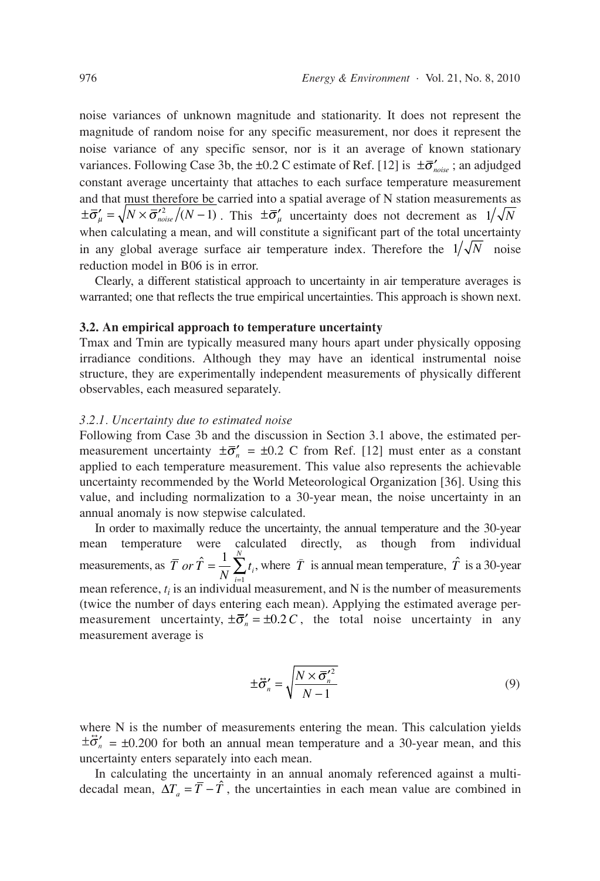noise variances of unknown magnitude and stationarity. It does not represent the magnitude of random noise for any specific measurement, nor does it represent the noise variance of any specific sensor, nor is it an average of known stationary variances. Following Case 3b, the ±0.2 C estimate of Ref. [12] is $\pm\bar{\sigma}'_{noise}$ ; an adjudged constant average uncertainty that attaches to each surface temperature measurement and that must therefore be carried into a spatial average of N station measurements as $\pm\bar{\sigma}'_{\mu} = \sqrt{N \times \bar{\sigma}'^{2}_{noise}/(N-1)}$ . This $\pm\bar{\sigma}'_{\mu}$ uncertainty does not decrement as $1/\sqrt{N}$ when calculating a mean, and will constitute a significant part of the total uncertainty in any global average surface air temperature index. Therefore the $1/\sqrt{N}$ noise reduction model in B06 is in error.

Clearly, a different statistical approach to uncertainty in air temperature averages is warranted; one that reflects the true empirical uncertainties. This approach is shown next.

### 3.2. An empirical approach to temperature uncertainty

Tmax and Tmin are typically measured many hours apart under physically opposing irradiance conditions. Although they may have an identical instrumental noise structure, they are experimentally independent measurements of physically different observables, each measured separately.

#### *3.2.1. Uncertainty due to estimated noise*

Following from Case 3b and the discussion in Section 3.1 above, the estimated per-measurement uncertainty $\pm\bar{\sigma}'_{n}$ = ±0.2 C from Ref. [12] must enter as a constant applied to each temperature measurement. This value also represents the achievable uncertainty recommended by the World Meteorological Organization [36]. Using this value, and including normalization to a 30-year mean, the noise uncertainty in an annual anomaly is now stepwise calculated.

In order to maximally reduce the uncertainty, the annual temperature and the 30-year mean temperature were calculated directly, as though from individual measurements, as $\bar{T} \text{ or } \hat{T} = \frac{1}{N}\sum_{i=1}^{N} t_i$, where $\bar{T}$ is annual mean temperature, $\hat{T}$ is a 30-year mean reference, $t_i$ is an individual measurement, and N is the number of measurements (twice the number of days entering each mean). Applying the estimated average per-measurement uncertainty, $\pm\bar{\sigma}'_{n} = \pm 0.2\,C$, the total noise uncertainty in any measurement average is

$$\pm\overset{\leftrightarrow}{\sigma}'_{n} = \sqrt{\frac{N \times \bar{\sigma}'^{2}_{n}}{N-1}} \tag{9}$$

where N is the number of measurements entering the mean. This calculation yields $\pm\overset{\leftrightarrow}{\sigma}'_{n}$ = ±0.200 for both an annual mean temperature and a 30-year mean, and this uncertainty enters separately into each mean.

In calculating the uncertainty in an annual anomaly referenced against a multi-decadal mean, $\Delta T_a = \bar{T} - \hat{T}$ , the uncertainties in each mean value are combined in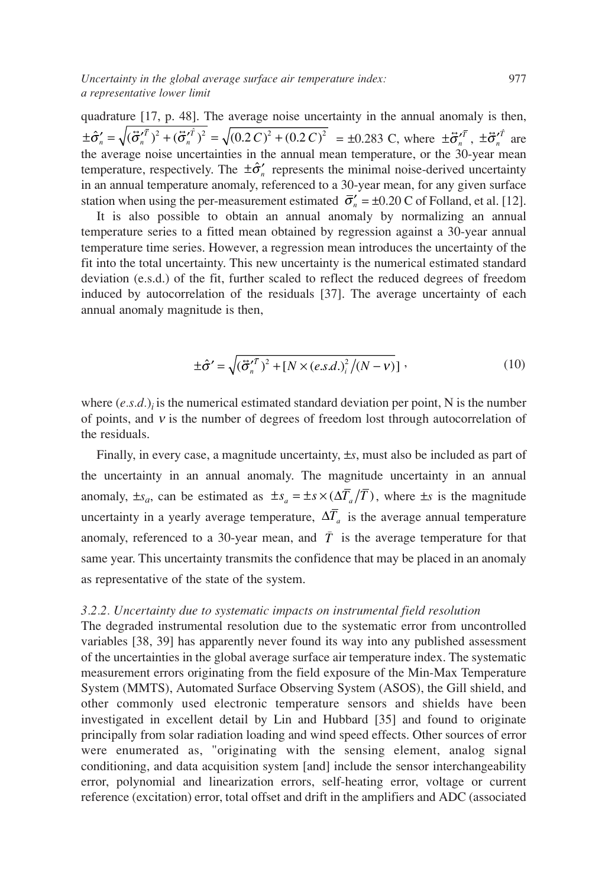quadrature [17, p. 48]. The average noise uncertainty in the annual anomaly is then, $\pm\hat{\sigma}'_n = \sqrt{(\ddot{\sigma}'^{\bar{T}}_n)^2 + (\ddot{\sigma}'^{\hat{T}}_n)^2} = \sqrt{(0.2\,C)^2 + (0.2\,C)^2} = \pm 0.283$ C, where $\pm\ddot{\sigma}'^{\bar{T}}_n$, $\pm\ddot{\sigma}'^{\hat{T}}_n$ are the average noise uncertainties in the annual mean temperature, or the 30-year mean temperature, respectively. The $\pm\hat{\sigma}'_n$ represents the minimal noise-derived uncertainty in an annual temperature anomaly, referenced to a 30-year mean, for any given surface station when using the per-measurement estimated $\bar{\sigma}'_n = \pm 0.20$ C of Folland, et al. [12].

It is also possible to obtain an annual anomaly by normalizing an annual temperature series to a fitted mean obtained by regression against a 30-year annual temperature time series. However, a regression mean introduces the uncertainty of the fit into the total uncertainty. This new uncertainty is the numerical estimated standard deviation (e.s.d.) of the fit, further scaled to reflect the reduced degrees of freedom induced by autocorrelation of the residuals [37]. The average uncertainty of each annual anomaly magnitude is then,

$$\pm\hat{\sigma}' = \sqrt{(\ddot{\sigma}'^{\bar{T}}_n)^2 + [N \times (e.s.d.)_i^2 / (N - \nu)]}\,, \tag{10}$$

where $(e.s.d.)_i$ is the numerical estimated standard deviation per point, N is the number of points, and $\nu$ is the number of degrees of freedom lost through autocorrelation of the residuals.

Finally, in every case, a magnitude uncertainty, $\pm s$, must also be included as part of the uncertainty in an annual anomaly. The magnitude uncertainty in an annual anomaly, $\pm s_a$, can be estimated as $\pm s_a = \pm s \times (\Delta\bar{T}_a / \bar{T})$, where $\pm s$ is the magnitude uncertainty in a yearly average temperature, $\Delta\bar{T}_a$ is the average annual temperature anomaly, referenced to a 30-year mean, and $\bar{T}$ is the average temperature for that same year. This uncertainty transmits the confidence that may be placed in an anomaly as representative of the state of the system.

### *3.2.2. Uncertainty due to systematic impacts on instrumental field resolution*

The degraded instrumental resolution due to the systematic error from uncontrolled variables [38, 39] has apparently never found its way into any published assessment of the uncertainties in the global average surface air temperature index. The systematic measurement errors originating from the field exposure of the Min-Max Temperature System (MMTS), Automated Surface Observing System (ASOS), the Gill shield, and other commonly used electronic temperature sensors and shields have been investigated in excellent detail by Lin and Hubbard [35] and found to originate principally from solar radiation loading and wind speed effects. Other sources of error were enumerated as, "originating with the sensing element, analog signal conditioning, and data acquisition system [and] include the sensor interchangeability error, polynomial and linearization errors, self-heating error, voltage or current reference (excitation) error, total offset and drift in the amplifiers and ADC (associated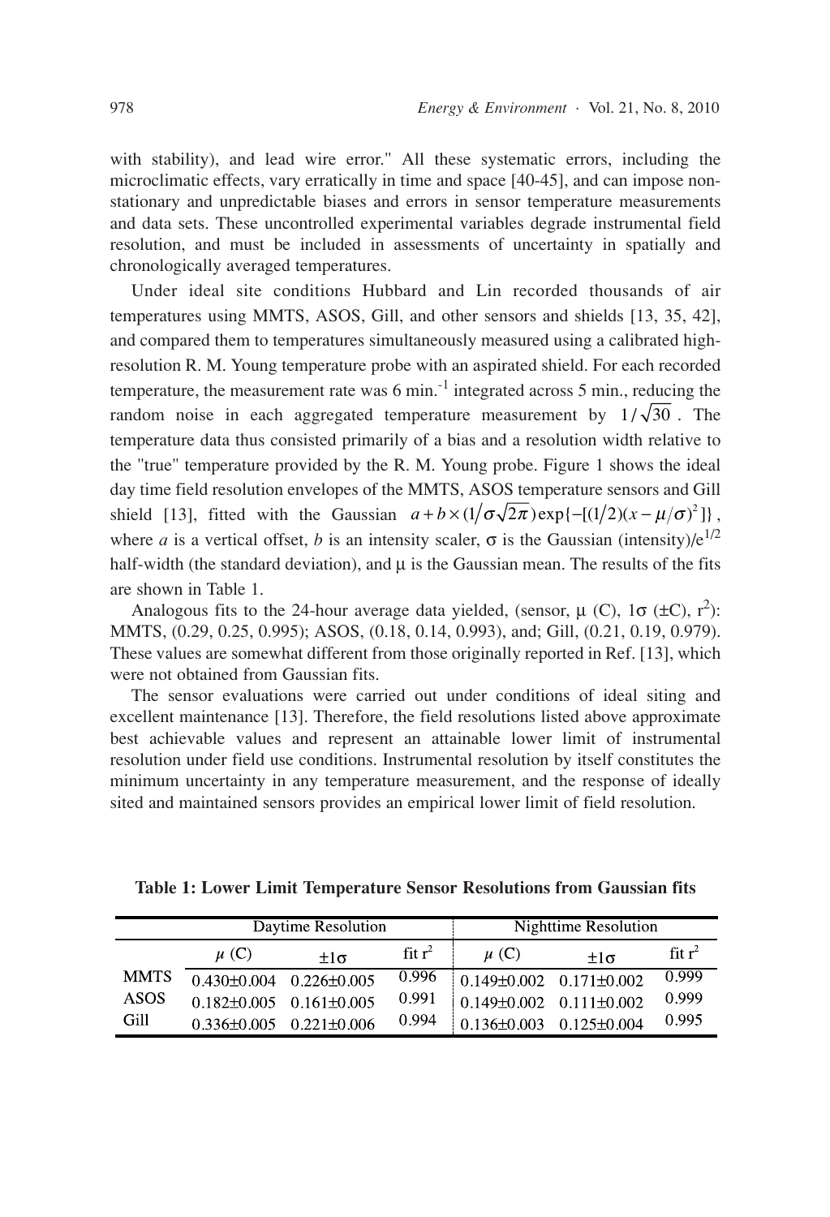with stability), and lead wire error." All these systematic errors, including the microclimatic effects, vary erratically in time and space [40-45], and can impose non-stationary and unpredictable biases and errors in sensor temperature measurements and data sets. These uncontrolled experimental variables degrade instrumental field resolution, and must be included in assessments of uncertainty in spatially and chronologically averaged temperatures.

Under ideal site conditions Hubbard and Lin recorded thousands of air temperatures using MMTS, ASOS, Gill, and other sensors and shields [13, 35, 42], and compared them to temperatures simultaneously measured using a calibrated high-resolution R. M. Young temperature probe with an aspirated shield. For each recorded temperature, the measurement rate was 6 min.$^{-1}$ integrated across 5 min., reducing the random noise in each aggregated temperature measurement by $1/\sqrt{30}$. The temperature data thus consisted primarily of a bias and a resolution width relative to the "true" temperature provided by the R. M. Young probe. Figure 1 shows the ideal day time field resolution envelopes of the MMTS, ASOS temperature sensors and Gill shield [13], fitted with the Gaussian $a + b \times (1/\sigma\sqrt{2\pi})\exp\{-[(1/2)(x-\mu/\sigma)^2]\}$, where $a$ is a vertical offset, $b$ is an intensity scaler, σ is the Gaussian (intensity)/e$^{1/2}$ half-width (the standard deviation), and μ is the Gaussian mean. The results of the fits are shown in Table 1.

Analogous fits to the 24-hour average data yielded, (sensor, μ (C), 1σ (±C), r$^2$): MMTS, (0.29, 0.25, 0.995); ASOS, (0.18, 0.14, 0.993), and; Gill, (0.21, 0.19, 0.979). These values are somewhat different from those originally reported in Ref. [13], which were not obtained from Gaussian fits.

The sensor evaluations were carried out under conditions of ideal siting and excellent maintenance [13]. Therefore, the field resolutions listed above approximate best achievable values and represent an attainable lower limit of instrumental resolution under field use conditions. Instrumental resolution by itself constitutes the minimum uncertainty in any temperature measurement, and the response of ideally sited and maintained sensors provides an empirical lower limit of field resolution.

**Table 1: Lower Limit Temperature Sensor Resolutions from Gaussian fits**

| | Daytime Resolution | | | Nighttime Resolution | | |
|---|---|---|---|---|---|---|
| | $\mu$ (C) | ±1σ | fit r$^2$ | $\mu$ (C) | ±1σ | fit r$^2$ |
| MMTS | 0.430±0.004 | 0.226±0.005 | 0.996 | 0.149±0.002 | 0.171±0.002 | 0.999 |
| ASOS | 0.182±0.005 | 0.161±0.005 | 0.991 | 0.149±0.002 | 0.111±0.002 | 0.999 |
| Gill | 0.336±0.005 | 0.221±0.006 | 0.994 | 0.136±0.003 | 0.125±0.004 | 0.995 |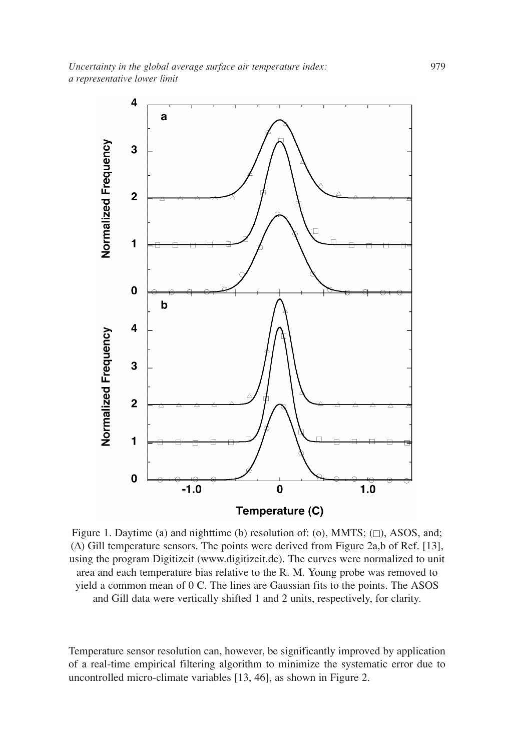Figure 1. Daytime (a) and nighttime (b) resolution of: (o), MMTS; (□), ASOS, and; (Δ) Gill temperature sensors. The points were derived from Figure 2a,b of Ref. [13], using the program Digitizeit (www.digitizeit.de). The curves were normalized to unit area and each temperature bias relative to the R. M. Young probe was removed to yield a common mean of 0 C. The lines are Gaussian fits to the points. The ASOS and Gill data were vertically shifted 1 and 2 units, respectively, for clarity.

Temperature sensor resolution can, however, be significantly improved by application of a real-time empirical filtering algorithm to minimize the systematic error due to uncontrolled micro-climate variables [13, 46], as shown in Figure 2.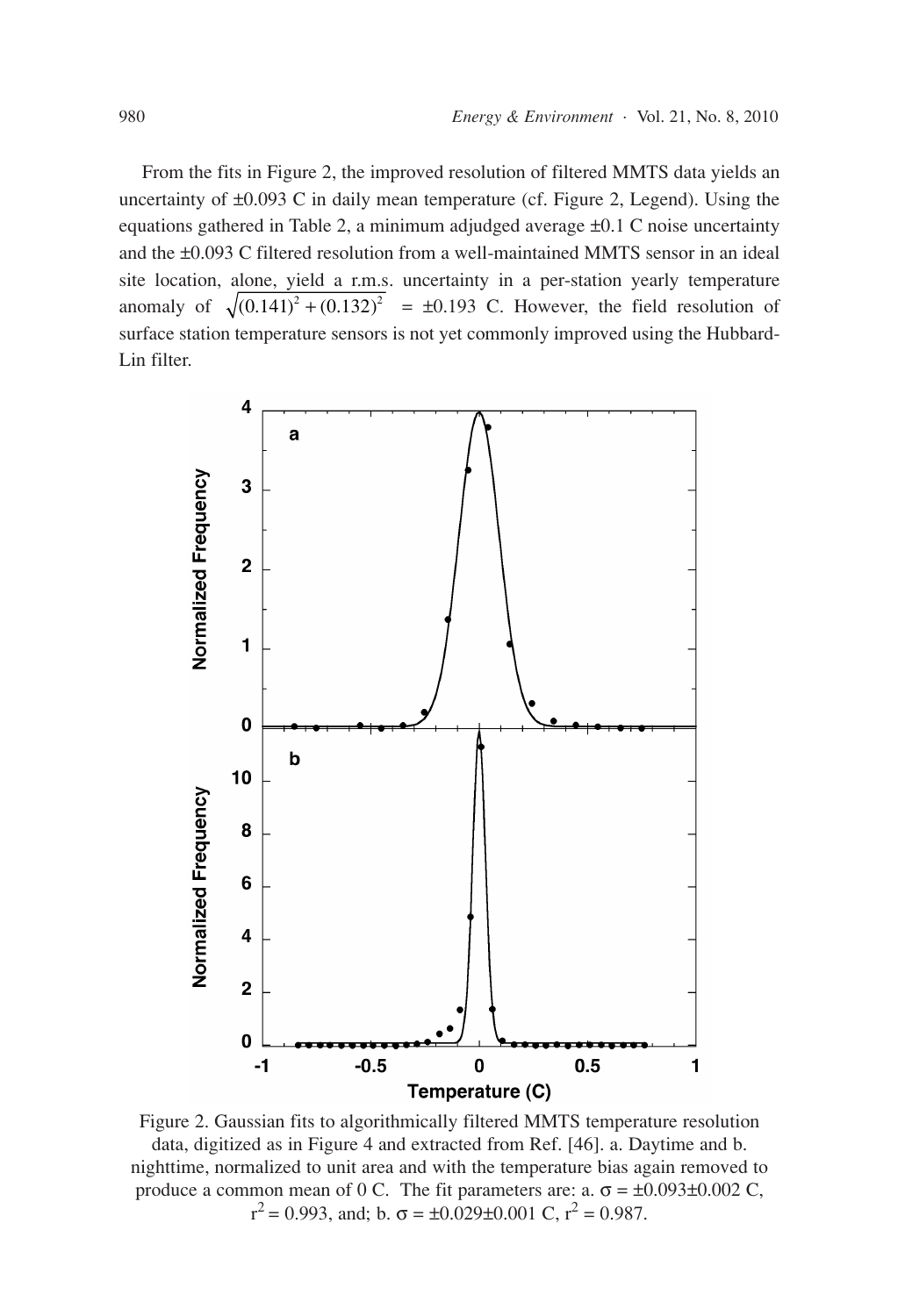From the fits in Figure 2, the improved resolution of filtered MMTS data yields an uncertainty of ±0.093 C in daily mean temperature (cf. Figure 2, Legend). Using the equations gathered in Table 2, a minimum adjudged average ±0.1 C noise uncertainty and the ±0.093 C filtered resolution from a well-maintained MMTS sensor in an ideal site location, alone, yield a r.m.s. uncertainty in a per-station yearly temperature anomaly of $\sqrt{(0.141)^2 + (0.132)^2} = \pm 0.193$ C. However, the field resolution of surface station temperature sensors is not yet commonly improved using the Hubbard-Lin filter.

Figure 2. Gaussian fits to algorithmically filtered MMTS temperature resolution data, digitized as in Figure 4 and extracted from Ref. [46]. a. Daytime and b. nighttime, normalized to unit area and with the temperature bias again removed to produce a common mean of 0 C. The fit parameters are: a. $\sigma = \pm 0.093 \pm 0.002$ C, $r^2 = 0.993$, and; b. $\sigma = \pm 0.029 \pm 0.001$ C, $r^2 = 0.987$.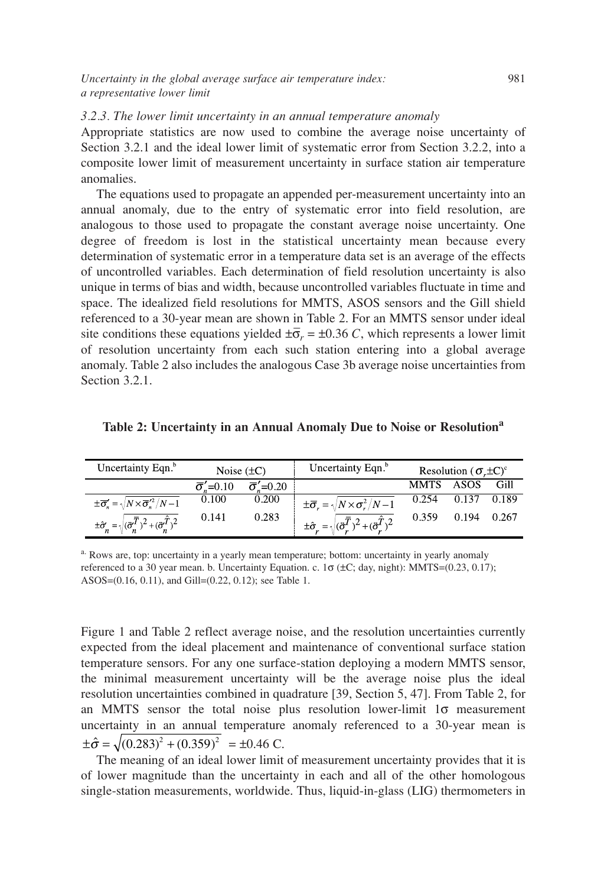### 3.2.3. The lower limit uncertainty in an annual temperature anomaly

Appropriate statistics are now used to combine the average noise uncertainty of Section 3.2.1 and the ideal lower limit of systematic error from Section 3.2.2, into a composite lower limit of measurement uncertainty in surface station air temperature anomalies.

The equations used to propagate an appended per-measurement uncertainty into an annual anomaly, due to the entry of systematic error into field resolution, are analogous to those used to propagate the constant average noise uncertainty. One degree of freedom is lost in the statistical uncertainty mean because every determination of systematic error in a temperature data set is an average of the effects of uncontrolled variables. Each determination of field resolution uncertainty is also unique in terms of bias and width, because uncontrolled variables fluctuate in time and space. The idealized field resolutions for MMTS, ASOS sensors and the Gill shield referenced to a 30-year mean are shown in Table 2. For an MMTS sensor under ideal site conditions these equations yielded $\pm\bar{\sigma}_r = \pm 0.36\ C$, which represents a lower limit of resolution uncertainty from each such station entering into a global average anomaly. Table 2 also includes the analogous Case 3b average noise uncertainties from Section 3.2.1.

**Table 2: Uncertainty in an Annual Anomaly Due to Noise or Resolution[a]**

| Uncertainty Eqn.[b] | Noise (±C) | | Uncertainty Eqn.[b] | Resolution ($\sigma_r$ ±C)[c] | | |
|---|---|---|---|---|---|---|
| | $\bar{\sigma}'_n$=0.10 | $\bar{\sigma}'_n$=0.20 | | MMTS | ASOS | Gill |
| $\pm\bar{\sigma}'_n = \sqrt{N \times \bar{\sigma}'^2_n / N-1}$ | 0.100 | 0.200 | $\pm\bar{\sigma}_r = \sqrt{N \times \sigma_r^2 / N-1}$ | 0.254 | 0.137 | 0.189 |
| $\pm\hat{\sigma}'_n = \sqrt{(\bar{\sigma}_n^{\bar{T}})^2 + (\bar{\sigma}_n^{\hat{T}})^2}$ | 0.141 | 0.283 | $\pm\hat{\sigma}_r = \sqrt{(\bar{\sigma}_r^{\bar{T}})^2 + (\bar{\sigma}_r^{\hat{T}})^2}$ | 0.359 | 0.194 | 0.267 |

[a] Rows are, top: uncertainty in a yearly mean temperature; bottom: uncertainty in yearly anomaly referenced to a 30 year mean. b. Uncertainty Equation. c. 1σ (±C; day, night): MMTS=(0.23, 0.17); ASOS=(0.16, 0.11), and Gill=(0.22, 0.12); see Table 1.

Figure 1 and Table 2 reflect average noise, and the resolution uncertainties currently expected from the ideal placement and maintenance of conventional surface station temperature sensors. For any one surface-station deploying a modern MMTS sensor, the minimal measurement uncertainty will be the average noise plus the ideal resolution uncertainties combined in quadrature [39, Section 5, 47]. From Table 2, for an MMTS sensor the total noise plus resolution lower-limit 1σ measurement uncertainty in an annual temperature anomaly referenced to a 30-year mean is $\pm\hat{\sigma} = \sqrt{(0.283)^2 + (0.359)^2} = \pm 0.46$ C.

The meaning of an ideal lower limit of measurement uncertainty provides that it is of lower magnitude than the uncertainty in each and all of the other homologous single-station measurements, worldwide. Thus, liquid-in-glass (LIG) thermometers in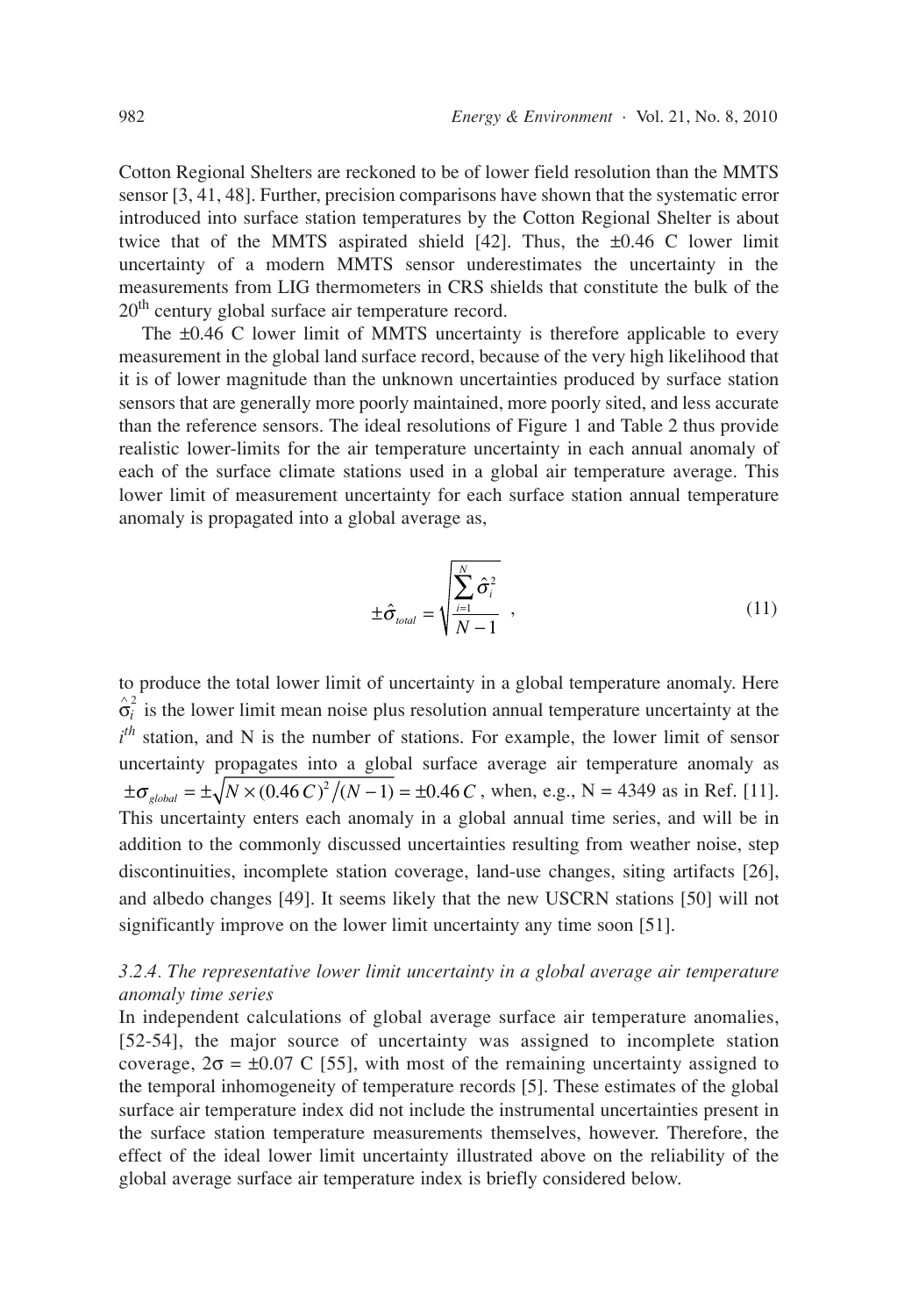Cotton Regional Shelters are reckoned to be of lower field resolution than the MMTS sensor [3, 41, 48]. Further, precision comparisons have shown that the systematic error introduced into surface station temperatures by the Cotton Regional Shelter is about twice that of the MMTS aspirated shield [42]. Thus, the ±0.46 C lower limit uncertainty of a modern MMTS sensor underestimates the uncertainty in the measurements from LIG thermometers in CRS shields that constitute the bulk of the 20th century global surface air temperature record.

The ±0.46 C lower limit of MMTS uncertainty is therefore applicable to every measurement in the global land surface record, because of the very high likelihood that it is of lower magnitude than the unknown uncertainties produced by surface station sensors that are generally more poorly maintained, more poorly sited, and less accurate than the reference sensors. The ideal resolutions of Figure 1 and Table 2 thus provide realistic lower-limits for the air temperature uncertainty in each annual anomaly of each of the surface climate stations used in a global air temperature average. This lower limit of measurement uncertainty for each surface station annual temperature anomaly is propagated into a global average as,

$$\pm\hat{\sigma}_{total} = \sqrt{\frac{\sum_{i=1}^{N}\hat{\sigma}_i^2}{N-1}} \quad , \tag{11}$$

to produce the total lower limit of uncertainty in a global temperature anomaly. Here $\hat{\sigma}_i^2$ is the lower limit mean noise plus resolution annual temperature uncertainty at the $i^{th}$ station, and N is the number of stations. For example, the lower limit of sensor uncertainty propagates into a global surface average air temperature anomaly as $\pm\sigma_{global} = \pm\sqrt{N\times(0.46\,C)^2/(N-1)} = \pm 0.46\,C$, when, e.g., N = 4349 as in Ref. [11]. This uncertainty enters each anomaly in a global annual time series, and will be in addition to the commonly discussed uncertainties resulting from weather noise, step discontinuities, incomplete station coverage, land-use changes, siting artifacts [26], and albedo changes [49]. It seems likely that the new USCRN stations [50] will not significantly improve on the lower limit uncertainty any time soon [51].

### *3.2.4. The representative lower limit uncertainty in a global average air temperature anomaly time series*

In independent calculations of global average surface air temperature anomalies, [52-54], the major source of uncertainty was assigned to incomplete station coverage, $2\sigma = \pm 0.07$ C [55], with most of the remaining uncertainty assigned to the temporal inhomogeneity of temperature records [5]. These estimates of the global surface air temperature index did not include the instrumental uncertainties present in the surface station temperature measurements themselves, however. Therefore, the effect of the ideal lower limit uncertainty illustrated above on the reliability of the global average surface air temperature index is briefly considered below.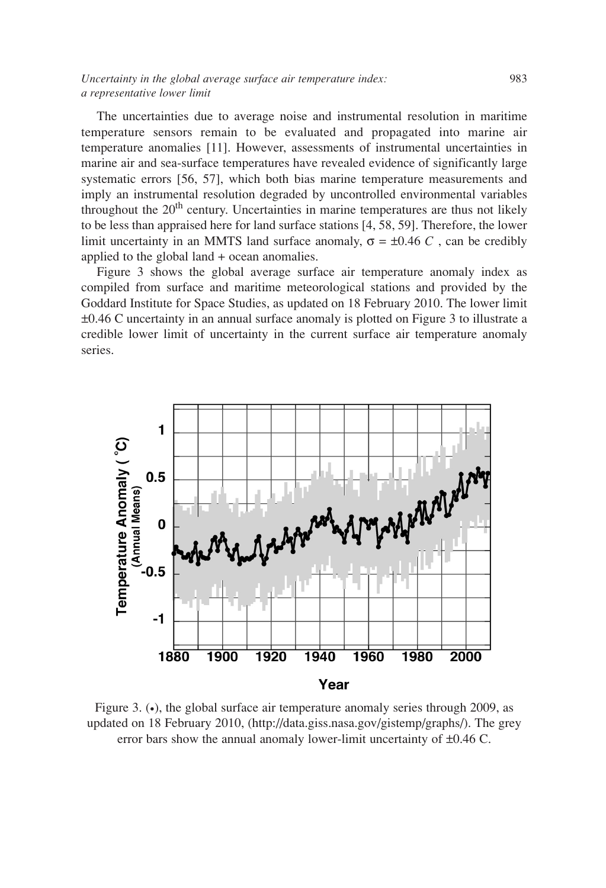The uncertainties due to average noise and instrumental resolution in maritime temperature sensors remain to be evaluated and propagated into marine air temperature anomalies [11]. However, assessments of instrumental uncertainties in marine air and sea-surface temperatures have revealed evidence of significantly large systematic errors [56, 57], which both bias marine temperature measurements and imply an instrumental resolution degraded by uncontrolled environmental variables throughout the 20th century. Uncertainties in marine temperatures are thus not likely to be less than appraised here for land surface stations [4, 58, 59]. Therefore, the lower limit uncertainty in an MMTS land surface anomaly, $\sigma = \pm 0.46\ C$, can be credibly applied to the global land + ocean anomalies.

Figure 3 shows the global average surface air temperature anomaly index as compiled from surface and maritime meteorological stations and provided by the Goddard Institute for Space Studies, as updated on 18 February 2010. The lower limit ±0.46 C uncertainty in an annual surface anomaly is plotted on Figure 3 to illustrate a credible lower limit of uncertainty in the current surface air temperature anomaly series.

Figure 3. (•), the global surface air temperature anomaly series through 2009, as updated on 18 February 2010, (http://data.giss.nasa.gov/gistemp/graphs/). The grey error bars show the annual anomaly lower-limit uncertainty of ±0.46 C.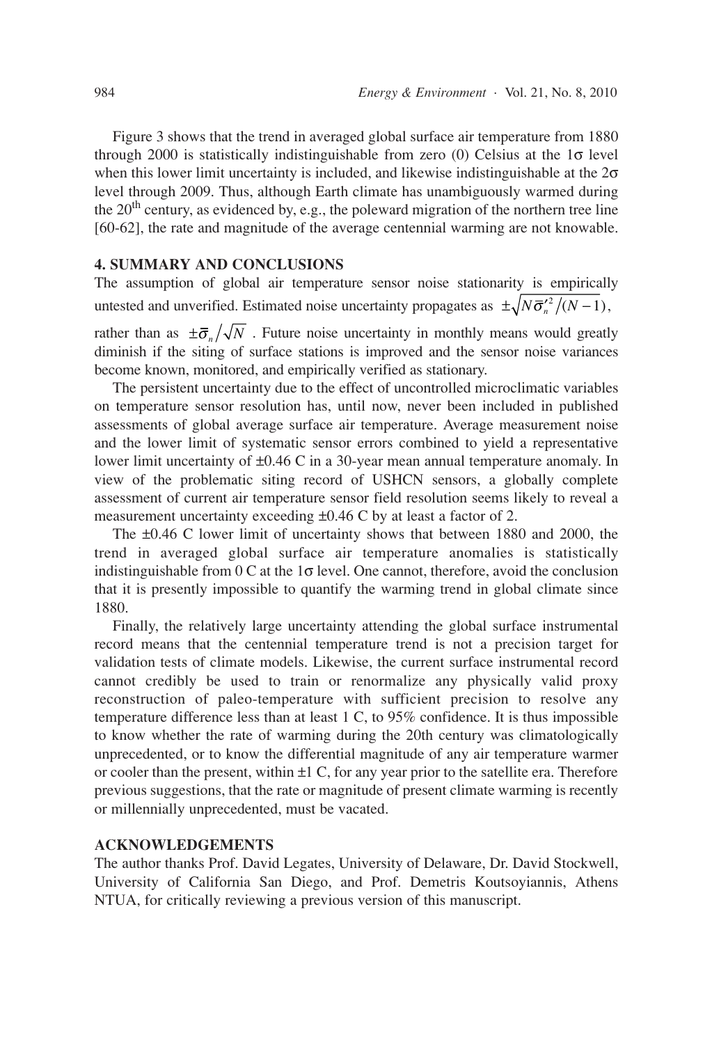Figure 3 shows that the trend in averaged global surface air temperature from 1880 through 2000 is statistically indistinguishable from zero (0) Celsius at the 1σ level when this lower limit uncertainty is included, and likewise indistinguishable at the 2σ level through 2009. Thus, although Earth climate has unambiguously warmed during the 20th century, as evidenced by, e.g., the poleward migration of the northern tree line [60-62], the rate and magnitude of the average centennial warming are not knowable.

## 4. SUMMARY AND CONCLUSIONS

The assumption of global air temperature sensor noise stationarity is empirically untested and unverified. Estimated noise uncertainty propagates as $\pm\sqrt{N\bar{\sigma}_n'^2/(N-1)}$, rather than as $\pm\bar{\sigma}_n/\sqrt{N}$ . Future noise uncertainty in monthly means would greatly diminish if the siting of surface stations is improved and the sensor noise variances become known, monitored, and empirically verified as stationary.

The persistent uncertainty due to the effect of uncontrolled microclimatic variables on temperature sensor resolution has, until now, never been included in published assessments of global average surface air temperature. Average measurement noise and the lower limit of systematic sensor errors combined to yield a representative lower limit uncertainty of ±0.46 C in a 30-year mean annual temperature anomaly. In view of the problematic siting record of USHCN sensors, a globally complete assessment of current air temperature sensor field resolution seems likely to reveal a measurement uncertainty exceeding ±0.46 C by at least a factor of 2.

The ±0.46 C lower limit of uncertainty shows that between 1880 and 2000, the trend in averaged global surface air temperature anomalies is statistically indistinguishable from 0 C at the 1σ level. One cannot, therefore, avoid the conclusion that it is presently impossible to quantify the warming trend in global climate since 1880.

Finally, the relatively large uncertainty attending the global surface instrumental record means that the centennial temperature trend is not a precision target for validation tests of climate models. Likewise, the current surface instrumental record cannot credibly be used to train or renormalize any physically valid proxy reconstruction of paleo-temperature with sufficient precision to resolve any temperature difference less than at least 1 C, to 95% confidence. It is thus impossible to know whether the rate of warming during the 20th century was climatologically unprecedented, or to know the differential magnitude of any air temperature warmer or cooler than the present, within ±1 C, for any year prior to the satellite era. Therefore previous suggestions, that the rate or magnitude of present climate warming is recently or millennially unprecedented, must be vacated.

## ACKNOWLEDGEMENTS

The author thanks Prof. David Legates, University of Delaware, Dr. David Stockwell, University of California San Diego, and Prof. Demetris Koutsoyiannis, Athens NTUA, for critically reviewing a previous version of this manuscript.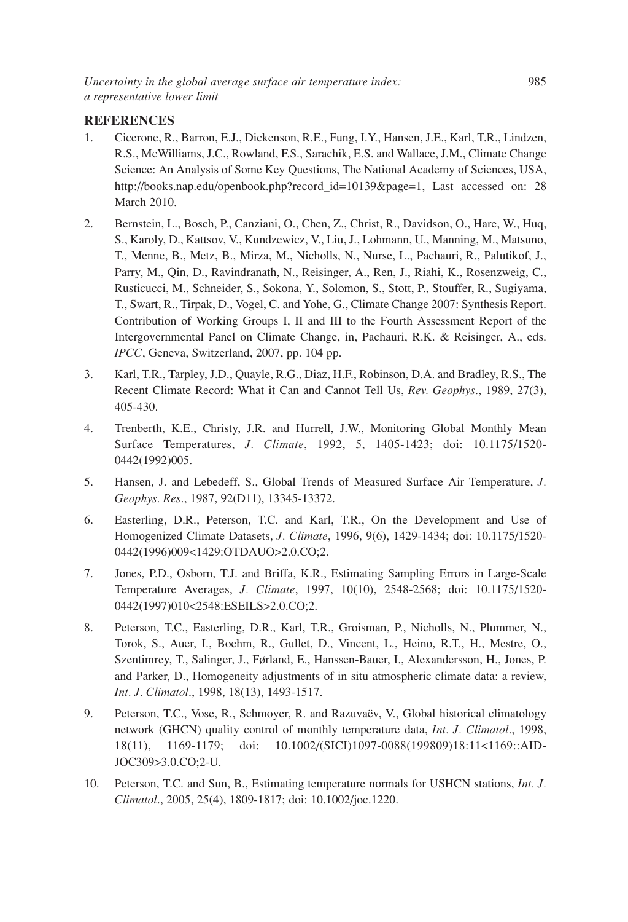## REFERENCES

1. Cicerone, R., Barron, E.J., Dickenson, R.E., Fung, I.Y., Hansen, J.E., Karl, T.R., Lindzen, R.S., McWilliams, J.C., Rowland, F.S., Sarachik, E.S. and Wallace, J.M., Climate Change Science: An Analysis of Some Key Questions, The National Academy of Sciences, USA, http://books.nap.edu/openbook.php?record_id=10139&page=1, Last accessed on: 28 March 2010.

2. Bernstein, L., Bosch, P., Canziani, O., Chen, Z., Christ, R., Davidson, O., Hare, W., Huq, S., Karoly, D., Kattsov, V., Kundzewicz, V., Liu, J., Lohmann, U., Manning, M., Matsuno, T., Menne, B., Metz, B., Mirza, M., Nicholls, N., Nurse, L., Pachauri, R., Palutikof, J., Parry, M., Qin, D., Ravindranath, N., Reisinger, A., Ren, J., Riahi, K., Rosenzweig, C., Rusticucci, M., Schneider, S., Sokona, Y., Solomon, S., Stott, P., Stouffer, R., Sugiyama, T., Swart, R., Tirpak, D., Vogel, C. and Yohe, G., Climate Change 2007: Synthesis Report. Contribution of Working Groups I, II and III to the Fourth Assessment Report of the Intergovernmental Panel on Climate Change, in, Pachauri, R.K. & Reisinger, A., eds. *IPCC*, Geneva, Switzerland, 2007, pp. 104 pp.

3. Karl, T.R., Tarpley, J.D., Quayle, R.G., Diaz, H.F., Robinson, D.A. and Bradley, R.S., The Recent Climate Record: What it Can and Cannot Tell Us, *Rev. Geophys*., 1989, 27(3), 405-430.

4. Trenberth, K.E., Christy, J.R. and Hurrell, J.W., Monitoring Global Monthly Mean Surface Temperatures, *J. Climate*, 1992, 5, 1405-1423; doi: 10.1175/1520-0442(1992)005.

5. Hansen, J. and Lebedeff, S., Global Trends of Measured Surface Air Temperature, *J. Geophys. Res*., 1987, 92(D11), 13345-13372.

6. Easterling, D.R., Peterson, T.C. and Karl, T.R., On the Development and Use of Homogenized Climate Datasets, *J. Climate*, 1996, 9(6), 1429-1434; doi: 10.1175/1520-0442(1996)009<1429:OTDAUO>2.0.CO;2.

7. Jones, P.D., Osborn, T.J. and Briffa, K.R., Estimating Sampling Errors in Large-Scale Temperature Averages, *J. Climate*, 1997, 10(10), 2548-2568; doi: 10.1175/1520-0442(1997)010<2548:ESEILS>2.0.CO;2.

8. Peterson, T.C., Easterling, D.R., Karl, T.R., Groisman, P., Nicholls, N., Plummer, N., Torok, S., Auer, I., Boehm, R., Gullet, D., Vincent, L., Heino, R.T., H., Mestre, O., Szentimrey, T., Salinger, J., Førland, E., Hanssen-Bauer, I., Alexandersson, H., Jones, P. and Parker, D., Homogeneity adjustments of in situ atmospheric climate data: a review, *Int. J. Climatol*., 1998, 18(13), 1493-1517.

9. Peterson, T.C., Vose, R., Schmoyer, R. and Razuvaëv, V., Global historical climatology network (GHCN) quality control of monthly temperature data, *Int. J. Climatol*., 1998, 18(11), 1169-1179; doi: 10.1002/(SICI)1097-0088(199809)18:11<1169::AID-JOC309>3.0.CO;2-U.

10. Peterson, T.C. and Sun, B., Estimating temperature normals for USHCN stations, *Int. J. Climatol*., 2005, 25(4), 1809-1817; doi: 10.1002/joc.1220.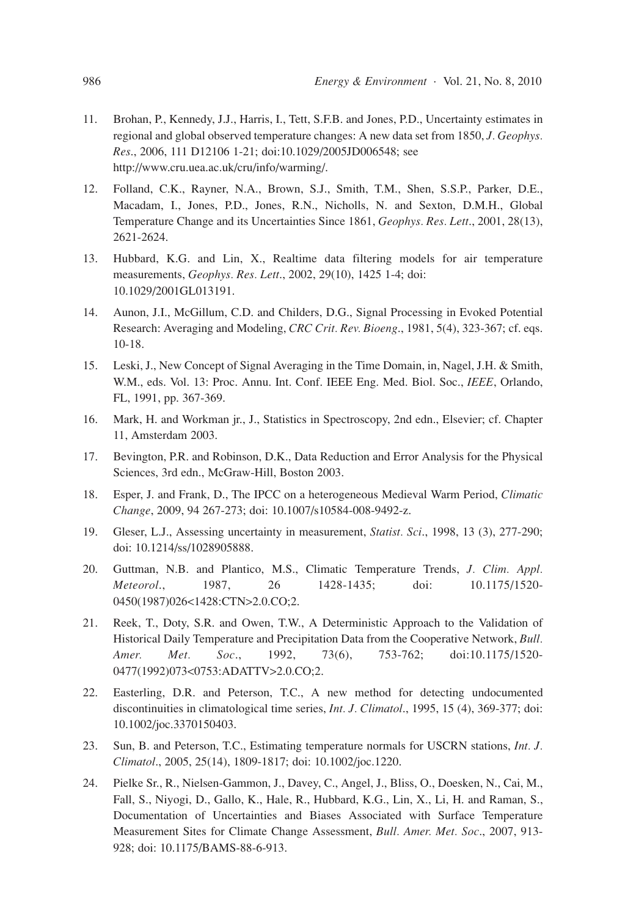11. Brohan, P., Kennedy, J.J., Harris, I., Tett, S.F.B. and Jones, P.D., Uncertainty estimates in regional and global observed temperature changes: A new data set from 1850, *J. Geophys. Res.*, 2006, 111 D12106 1-21; doi:10.1029/2005JD006548; see http://www.cru.uea.ac.uk/cru/info/warming/.

12. Folland, C.K., Rayner, N.A., Brown, S.J., Smith, T.M., Shen, S.S.P., Parker, D.E., Macadam, I., Jones, P.D., Jones, R.N., Nicholls, N. and Sexton, D.M.H., Global Temperature Change and its Uncertainties Since 1861, *Geophys. Res. Lett.*, 2001, 28(13), 2621-2624.

13. Hubbard, K.G. and Lin, X., Realtime data filtering models for air temperature measurements, *Geophys. Res. Lett.*, 2002, 29(10), 1425 1-4; doi: 10.1029/2001GL013191.

14. Aunon, J.I., McGillum, C.D. and Childers, D.G., Signal Processing in Evoked Potential Research: Averaging and Modeling, *CRC Crit. Rev. Bioeng.*, 1981, 5(4), 323-367; cf. eqs. 10-18.

15. Leski, J., New Concept of Signal Averaging in the Time Domain, in, Nagel, J.H. & Smith, W.M., eds. Vol. 13: Proc. Annu. Int. Conf. IEEE Eng. Med. Biol. Soc., *IEEE*, Orlando, FL, 1991, pp. 367-369.

16. Mark, H. and Workman jr., J., Statistics in Spectroscopy, 2nd edn., Elsevier; cf. Chapter 11, Amsterdam 2003.

17. Bevington, P.R. and Robinson, D.K., Data Reduction and Error Analysis for the Physical Sciences, 3rd edn., McGraw-Hill, Boston 2003.

18. Esper, J. and Frank, D., The IPCC on a heterogeneous Medieval Warm Period, *Climatic Change*, 2009, 94 267-273; doi: 10.1007/s10584-008-9492-z.

19. Gleser, L.J., Assessing uncertainty in measurement, *Statist. Sci.*, 1998, 13 (3), 277-290; doi: 10.1214/ss/1028905888.

20. Guttman, N.B. and Plantico, M.S., Climatic Temperature Trends, *J. Clim. Appl. Meteorol.*, 1987, 26 1428-1435; doi: 10.1175/1520-0450(1987)026<1428:CTN>2.0.CO;2.

21. Reek, T., Doty, S.R. and Owen, T.W., A Deterministic Approach to the Validation of Historical Daily Temperature and Precipitation Data from the Cooperative Network, *Bull. Amer. Met. Soc.*, 1992, 73(6), 753-762; doi:10.1175/1520-0477(1992)073<0753:ADATTV>2.0.CO;2.

22. Easterling, D.R. and Peterson, T.C., A new method for detecting undocumented discontinuities in climatological time series, *Int. J. Climatol.*, 1995, 15 (4), 369-377; doi: 10.1002/joc.3370150403.

23. Sun, B. and Peterson, T.C., Estimating temperature normals for USCRN stations, *Int. J. Climatol.*, 2005, 25(14), 1809-1817; doi: 10.1002/joc.1220.

24. Pielke Sr., R., Nielsen-Gammon, J., Davey, C., Angel, J., Bliss, O., Doesken, N., Cai, M., Fall, S., Niyogi, D., Gallo, K., Hale, R., Hubbard, K.G., Lin, X., Li, H. and Raman, S., Documentation of Uncertainties and Biases Associated with Surface Temperature Measurement Sites for Climate Change Assessment, *Bull. Amer. Met. Soc.*, 2007, 913-928; doi: 10.1175/BAMS-88-6-913.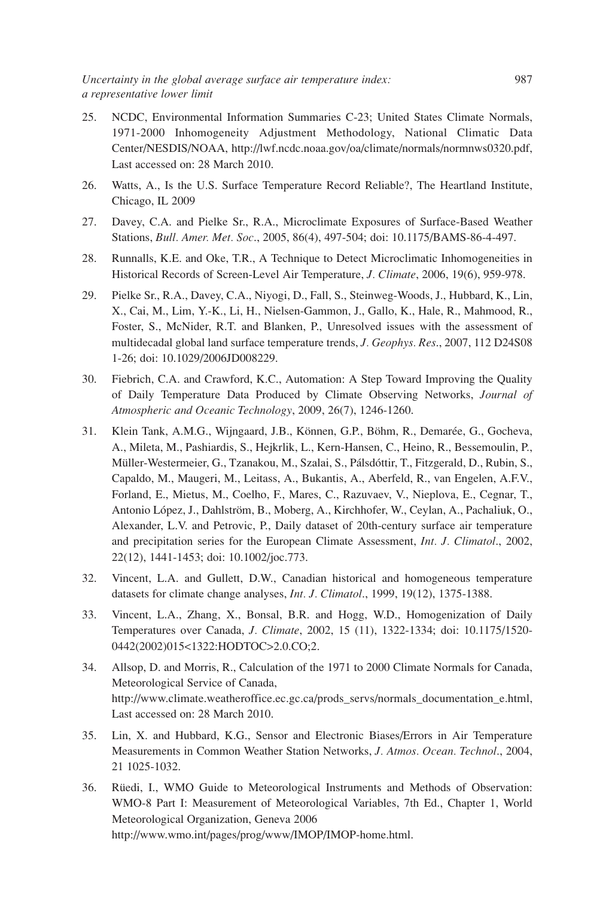25. NCDC, Environmental Information Summaries C-23; United States Climate Normals, 1971-2000 Inhomogeneity Adjustment Methodology, National Climatic Data Center/NESDIS/NOAA, http://lwf.ncdc.noaa.gov/oa/climate/normals/normnws0320.pdf, Last accessed on: 28 March 2010.

26. Watts, A., Is the U.S. Surface Temperature Record Reliable?, The Heartland Institute, Chicago, IL 2009

27. Davey, C.A. and Pielke Sr., R.A., Microclimate Exposures of Surface-Based Weather Stations, *Bull. Amer. Met. Soc*., 2005, 86(4), 497-504; doi: 10.1175/BAMS-86-4-497.

28. Runnalls, K.E. and Oke, T.R., A Technique to Detect Microclimatic Inhomogeneities in Historical Records of Screen-Level Air Temperature, *J. Climate*, 2006, 19(6), 959-978.

29. Pielke Sr., R.A., Davey, C.A., Niyogi, D., Fall, S., Steinweg-Woods, J., Hubbard, K., Lin, X., Cai, M., Lim, Y.-K., Li, H., Nielsen-Gammon, J., Gallo, K., Hale, R., Mahmood, R., Foster, S., McNider, R.T. and Blanken, P., Unresolved issues with the assessment of multidecadal global land surface temperature trends, *J. Geophys. Res*., 2007, 112 D24S08 1-26; doi: 10.1029/2006JD008229.

30. Fiebrich, C.A. and Crawford, K.C., Automation: A Step Toward Improving the Quality of Daily Temperature Data Produced by Climate Observing Networks, *Journal of Atmospheric and Oceanic Technology*, 2009, 26(7), 1246-1260.

31. Klein Tank, A.M.G., Wijngaard, J.B., Können, G.P., Böhm, R., Demarée, G., Gocheva, A., Mileta, M., Pashiardis, S., Hejkrlik, L., Kern-Hansen, C., Heino, R., Bessemoulin, P., Müller-Westermeier, G., Tzanakou, M., Szalai, S., Pálsdóttir, T., Fitzgerald, D., Rubin, S., Capaldo, M., Maugeri, M., Leitass, A., Bukantis, A., Aberfeld, R., van Engelen, A.F.V., Forland, E., Mietus, M., Coelho, F., Mares, C., Razuvaev, V., Nieplova, E., Cegnar, T., Antonio López, J., Dahlström, B., Moberg, A., Kirchhofer, W., Ceylan, A., Pachaliuk, O., Alexander, L.V. and Petrovic, P., Daily dataset of 20th-century surface air temperature and precipitation series for the European Climate Assessment, *Int. J. Climatol*., 2002, 22(12), 1441-1453; doi: 10.1002/joc.773.

32. Vincent, L.A. and Gullett, D.W., Canadian historical and homogeneous temperature datasets for climate change analyses, *Int. J. Climatol*., 1999, 19(12), 1375-1388.

33. Vincent, L.A., Zhang, X., Bonsal, B.R. and Hogg, W.D., Homogenization of Daily Temperatures over Canada, *J. Climate*, 2002, 15 (11), 1322-1334; doi: 10.1175/1520-0442(2002)015<1322:HODTOC>2.0.CO;2.

34. Allsop, D. and Morris, R., Calculation of the 1971 to 2000 Climate Normals for Canada, Meteorological Service of Canada, http://www.climate.weatheroffice.ec.gc.ca/prods_servs/normals_documentation_e.html, Last accessed on: 28 March 2010.

35. Lin, X. and Hubbard, K.G., Sensor and Electronic Biases/Errors in Air Temperature Measurements in Common Weather Station Networks, *J. Atmos. Ocean. Technol*., 2004, 21 1025-1032.

36. Rüedi, I., WMO Guide to Meteorological Instruments and Methods of Observation: WMO-8 Part I: Measurement of Meteorological Variables, 7th Ed., Chapter 1, World Meteorological Organization, Geneva 2006 http://www.wmo.int/pages/prog/www/IMOP/IMOP-home.html.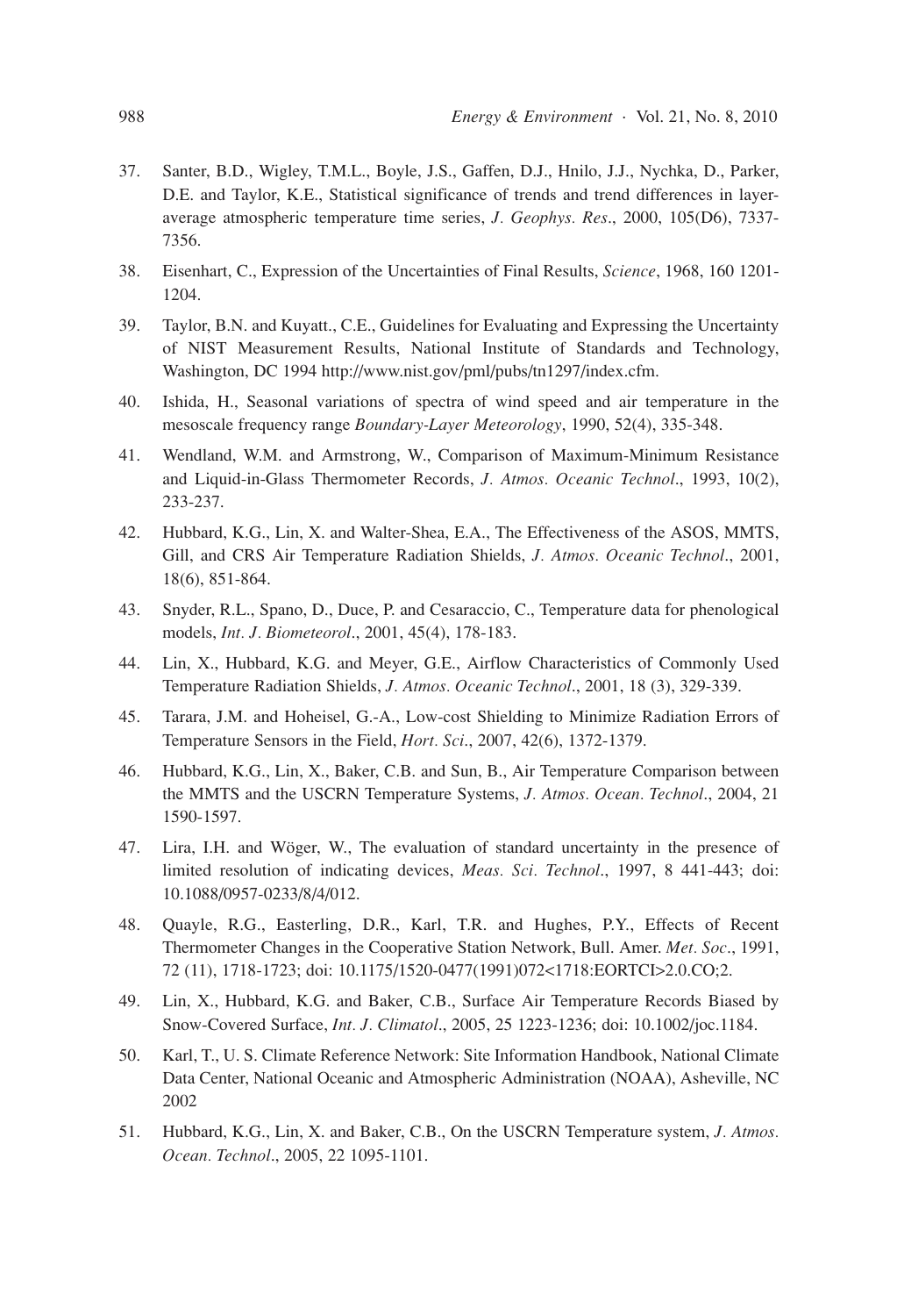37. Santer, B.D., Wigley, T.M.L., Boyle, J.S., Gaffen, D.J., Hnilo, J.J., Nychka, D., Parker, D.E. and Taylor, K.E., Statistical significance of trends and trend differences in layer-average atmospheric temperature time series, *J. Geophys. Res*., 2000, 105(D6), 7337-7356.

38. Eisenhart, C., Expression of the Uncertainties of Final Results, *Science*, 1968, 160 1201-1204.

39. Taylor, B.N. and Kuyatt., C.E., Guidelines for Evaluating and Expressing the Uncertainty of NIST Measurement Results, National Institute of Standards and Technology, Washington, DC 1994 http://www.nist.gov/pml/pubs/tn1297/index.cfm.

40. Ishida, H., Seasonal variations of spectra of wind speed and air temperature in the mesoscale frequency range *Boundary-Layer Meteorology*, 1990, 52(4), 335-348.

41. Wendland, W.M. and Armstrong, W., Comparison of Maximum-Minimum Resistance and Liquid-in-Glass Thermometer Records, *J. Atmos. Oceanic Technol*., 1993, 10(2), 233-237.

42. Hubbard, K.G., Lin, X. and Walter-Shea, E.A., The Effectiveness of the ASOS, MMTS, Gill, and CRS Air Temperature Radiation Shields, *J. Atmos. Oceanic Technol*., 2001, 18(6), 851-864.

43. Snyder, R.L., Spano, D., Duce, P. and Cesaraccio, C., Temperature data for phenological models, *Int. J. Biometeorol*., 2001, 45(4), 178-183.

44. Lin, X., Hubbard, K.G. and Meyer, G.E., Airflow Characteristics of Commonly Used Temperature Radiation Shields, *J. Atmos. Oceanic Technol*., 2001, 18 (3), 329-339.

45. Tarara, J.M. and Hoheisel, G.-A., Low-cost Shielding to Minimize Radiation Errors of Temperature Sensors in the Field, *Hort. Sci*., 2007, 42(6), 1372-1379.

46. Hubbard, K.G., Lin, X., Baker, C.B. and Sun, B., Air Temperature Comparison between the MMTS and the USCRN Temperature Systems, *J. Atmos. Ocean. Technol*., 2004, 21 1590-1597.

47. Lira, I.H. and Wöger, W., The evaluation of standard uncertainty in the presence of limited resolution of indicating devices, *Meas. Sci. Technol*., 1997, 8 441-443; doi: 10.1088/0957-0233/8/4/012.

48. Quayle, R.G., Easterling, D.R., Karl, T.R. and Hughes, P.Y., Effects of Recent Thermometer Changes in the Cooperative Station Network, Bull. Amer. *Met. Soc*., 1991, 72 (11), 1718-1723; doi: 10.1175/1520-0477(1991)072<1718:EORTCI>2.0.CO;2.

49. Lin, X., Hubbard, K.G. and Baker, C.B., Surface Air Temperature Records Biased by Snow-Covered Surface, *Int. J. Climatol*., 2005, 25 1223-1236; doi: 10.1002/joc.1184.

50. Karl, T., U. S. Climate Reference Network: Site Information Handbook, National Climate Data Center, National Oceanic and Atmospheric Administration (NOAA), Asheville, NC 2002

51. Hubbard, K.G., Lin, X. and Baker, C.B., On the USCRN Temperature system, *J. Atmos. Ocean. Technol*., 2005, 22 1095-1101.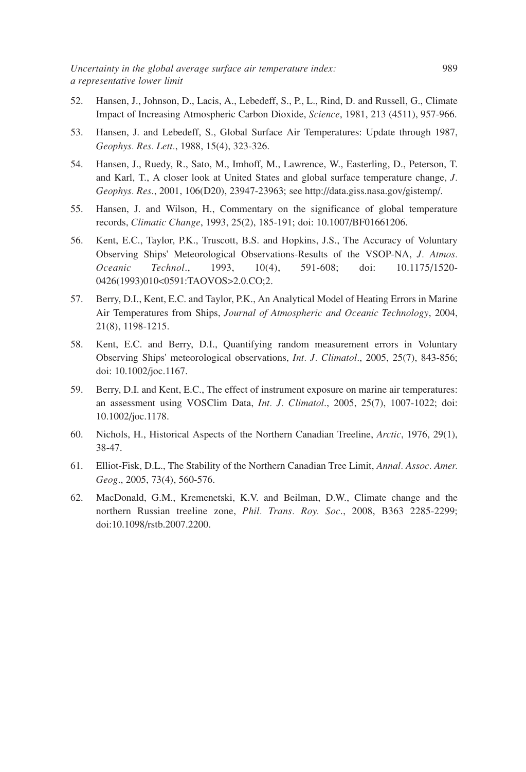52. Hansen, J., Johnson, D., Lacis, A., Lebedeff, S., P., L., Rind, D. and Russell, G., Climate Impact of Increasing Atmospheric Carbon Dioxide, *Science*, 1981, 213 (4511), 957-966.

53. Hansen, J. and Lebedeff, S., Global Surface Air Temperatures: Update through 1987, *Geophys. Res. Lett*., 1988, 15(4), 323-326.

54. Hansen, J., Ruedy, R., Sato, M., Imhoff, M., Lawrence, W., Easterling, D., Peterson, T. and Karl, T., A closer look at United States and global surface temperature change, *J. Geophys. Res*., 2001, 106(D20), 23947-23963; see http://data.giss.nasa.gov/gistemp/.

55. Hansen, J. and Wilson, H., Commentary on the significance of global temperature records, *Climatic Change*, 1993, 25(2), 185-191; doi: 10.1007/BF01661206.

56. Kent, E.C., Taylor, P.K., Truscott, B.S. and Hopkins, J.S., The Accuracy of Voluntary Observing Ships' Meteorological Observations-Results of the VSOP-NA, *J. Atmos. Oceanic Technol*., 1993, 10(4), 591-608; doi: 10.1175/1520-0426(1993)010<0591:TAOVOS>2.0.CO;2.

57. Berry, D.I., Kent, E.C. and Taylor, P.K., An Analytical Model of Heating Errors in Marine Air Temperatures from Ships, *Journal of Atmospheric and Oceanic Technology*, 2004, 21(8), 1198-1215.

58. Kent, E.C. and Berry, D.I., Quantifying random measurement errors in Voluntary Observing Ships' meteorological observations, *Int. J. Climatol*., 2005, 25(7), 843-856; doi: 10.1002/joc.1167.

59. Berry, D.I. and Kent, E.C., The effect of instrument exposure on marine air temperatures: an assessment using VOSClim Data, *Int. J. Climatol*., 2005, 25(7), 1007-1022; doi: 10.1002/joc.1178.

60. Nichols, H., Historical Aspects of the Northern Canadian Treeline, *Arctic*, 1976, 29(1), 38-47.

61. Elliot-Fisk, D.L., The Stability of the Northern Canadian Tree Limit, *Annal. Assoc. Amer. Geog*., 2005, 73(4), 560-576.

62. MacDonald, G.M., Kremenetski, K.V. and Beilman, D.W., Climate change and the northern Russian treeline zone, *Phil. Trans. Roy. Soc*., 2008, B363 2285-2299; doi:10.1098/rstb.2007.2200.